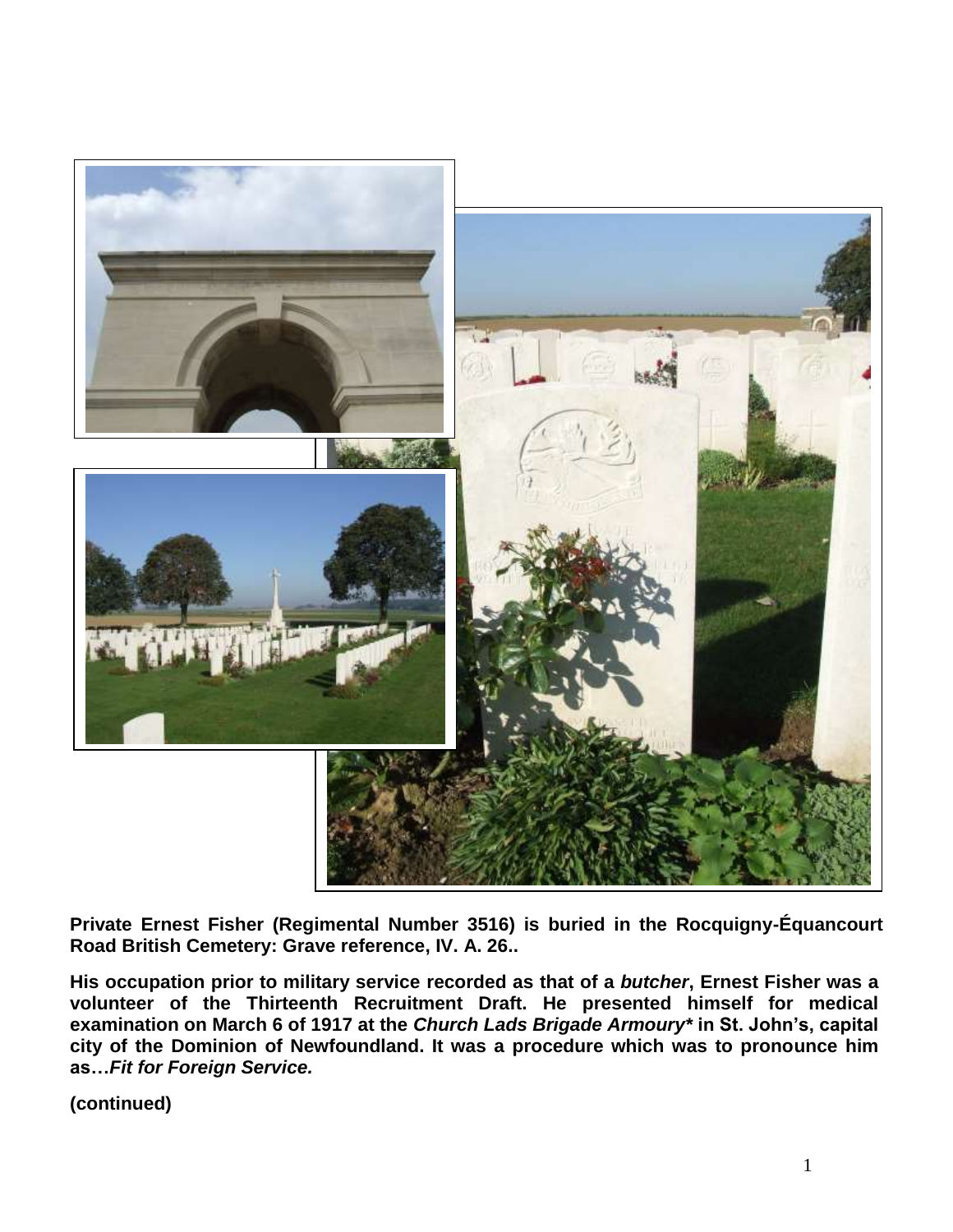**Private Ernest Fisher (Regimental Number 3516) is buried in the Rocquigny-Équancourt Road British Cemetery: Grave reference, IV. A. 26..**

**His occupation prior to military service recorded as that of a *butcher*, Ernest Fisher was a volunteer of the Thirteenth Recruitment Draft. He presented himself for medical examination on March 6 of 1917 at the *Church Lads Brigade Armoury** in St. John's, capital city of the Dominion of Newfoundland. It was a procedure which was to pronounce him as…*Fit for Foreign Service.***

**(continued)**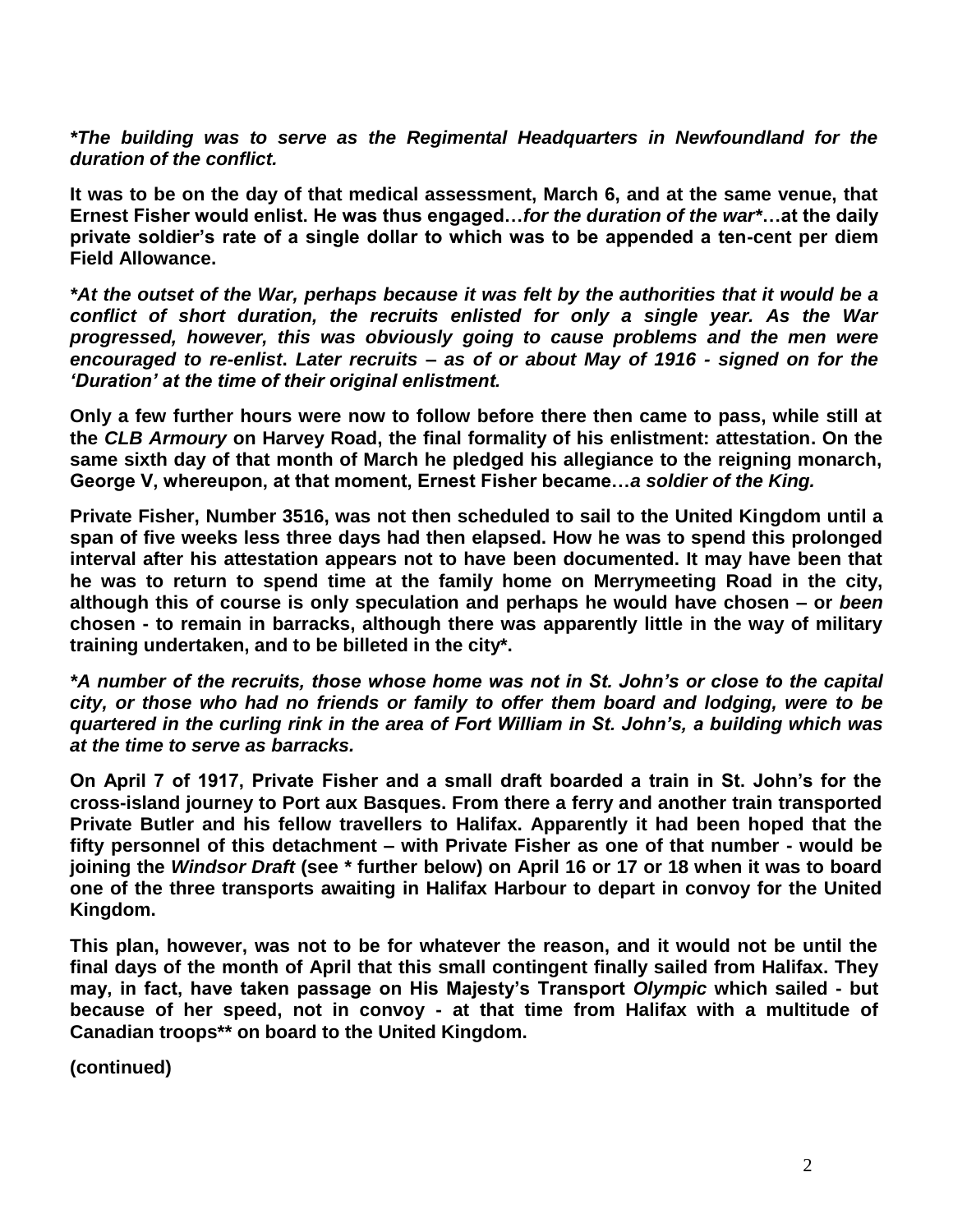***The building was to serve as the Regimental Headquarters in Newfoundland for the duration of the conflict.***

**It was to be on the day of that medical assessment, March 6, and at the same venue, that Ernest Fisher would enlist. He was thus engaged…*for the duration of the war****…at the daily private soldier's rate of a single dollar to which was to be appended a ten-cent per diem Field Allowance.**

***At the outset of the War, perhaps because it was felt by the authorities that it would be a conflict of short duration, the recruits enlisted for only a single year. As the War progressed, however, this was obviously going to cause problems and the men were encouraged to re-enlist. Later recruits – as of or about May of 1916 - signed on for the 'Duration' at the time of their original enlistment.***

**Only a few further hours were now to follow before there then came to pass, while still at the *CLB Armoury* on Harvey Road, the final formality of his enlistment: attestation. On the same sixth day of that month of March he pledged his allegiance to the reigning monarch, George V, whereupon, at that moment, Ernest Fisher became…*a soldier of the King.***

**Private Fisher, Number 3516, was not then scheduled to sail to the United Kingdom until a span of five weeks less three days had then elapsed. How he was to spend this prolonged interval after his attestation appears not to have been documented. It may have been that he was to return to spend time at the family home on Merrymeeting Road in the city, although this of course is only speculation and perhaps he would have chosen – or *been* chosen - to remain in barracks, although there was apparently little in the way of military training undertaken, and to be billeted in the city*.**

***A number of the recruits, those whose home was not in St. John's or close to the capital city, or those who had no friends or family to offer them board and lodging, were to be quartered in the curling rink in the area of Fort William in St. John's, a building which was at the time to serve as barracks.***

**On April 7 of 1917, Private Fisher and a small draft boarded a train in St. John's for the cross-island journey to Port aux Basques. From there a ferry and another train transported Private Butler and his fellow travellers to Halifax. Apparently it had been hoped that the fifty personnel of this detachment – with Private Fisher as one of that number - would be joining the *Windsor Draft* (see * further below) on April 16 or 17 or 18 when it was to board one of the three transports awaiting in Halifax Harbour to depart in convoy for the United Kingdom.**

**This plan, however, was not to be for whatever the reason, and it would not be until the final days of the month of April that this small contingent finally sailed from Halifax. They may, in fact, have taken passage on His Majesty's Transport *Olympic* which sailed - but because of her speed, not in convoy - at that time from Halifax with a multitude of Canadian troops** on board to the United Kingdom.**

**(continued)**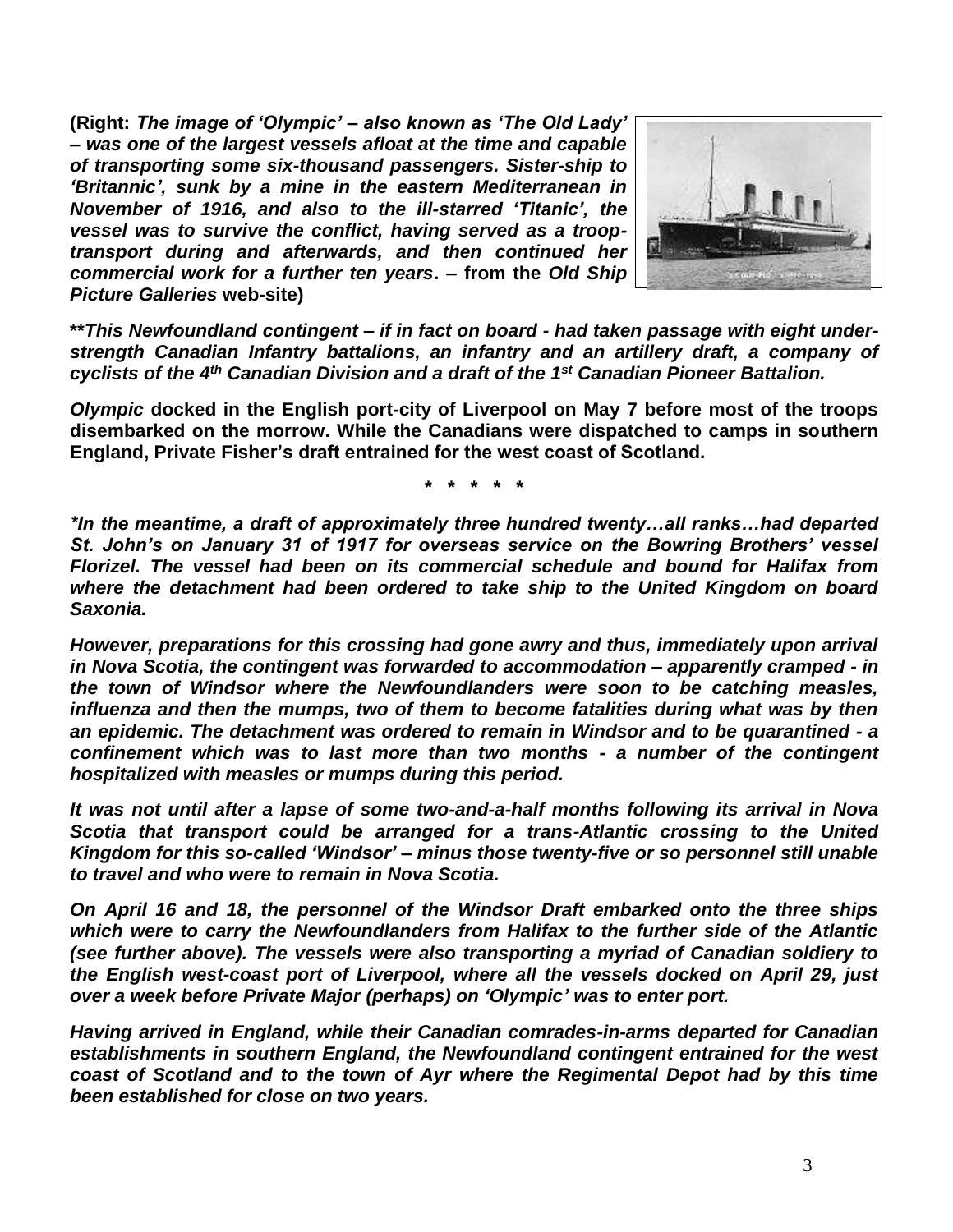**(Right:** ***The image of 'Olympic' – also known as 'The Old Lady' – was one of the largest vessels afloat at the time and capable of transporting some six-thousand passengers. Sister-ship to 'Britannic', sunk by a mine in the eastern Mediterranean in November of 1916, and also to the ill-starred 'Titanic', the vessel was to survive the conflict, having served as a troop-transport during and afterwards, and then continued her commercial work for a further ten years*****. – from the** ***Old Ship Picture Galleries*** **web-site)**

***\*\*This Newfoundland contingent – if in fact on board - had taken passage with eight under-strength Canadian Infantry battalions, an infantry and an artillery draft, a company of cyclists of the 4th Canadian Division and a draft of the 1st Canadian Pioneer Battalion.***

***Olympic*** **docked in the English port-city of Liverpool on May 7 before most of the troops disembarked on the morrow. While the Canadians were dispatched to camps in southern England, Private Fisher's draft entrained for the west coast of Scotland.**

**\* \* \* \* \***

***\*In the meantime, a draft of approximately three hundred twenty…all ranks…had departed St. John's on January 31 of 1917 for overseas service on the Bowring Brothers' vessel Florizel. The vessel had been on its commercial schedule and bound for Halifax from where the detachment had been ordered to take ship to the United Kingdom on board Saxonia.***

***However, preparations for this crossing had gone awry and thus, immediately upon arrival in Nova Scotia, the contingent was forwarded to accommodation – apparently cramped - in the town of Windsor where the Newfoundlanders were soon to be catching measles, influenza and then the mumps, two of them to become fatalities during what was by then an epidemic. The detachment was ordered to remain in Windsor and to be quarantined - a confinement which was to last more than two months - a number of the contingent hospitalized with measles or mumps during this period.***

***It was not until after a lapse of some two-and-a-half months following its arrival in Nova Scotia that transport could be arranged for a trans-Atlantic crossing to the United Kingdom for this so-called 'Windsor' – minus those twenty-five or so personnel still unable to travel and who were to remain in Nova Scotia.***

***On April 16 and 18, the personnel of the Windsor Draft embarked onto the three ships which were to carry the Newfoundlanders from Halifax to the further side of the Atlantic (see further above). The vessels were also transporting a myriad of Canadian soldiery to the English west-coast port of Liverpool, where all the vessels docked on April 29, just over a week before Private Major (perhaps) on 'Olympic' was to enter port.***

***Having arrived in England, while their Canadian comrades-in-arms departed for Canadian establishments in southern England, the Newfoundland contingent entrained for the west coast of Scotland and to the town of Ayr where the Regimental Depot had by this time been established for close on two years.***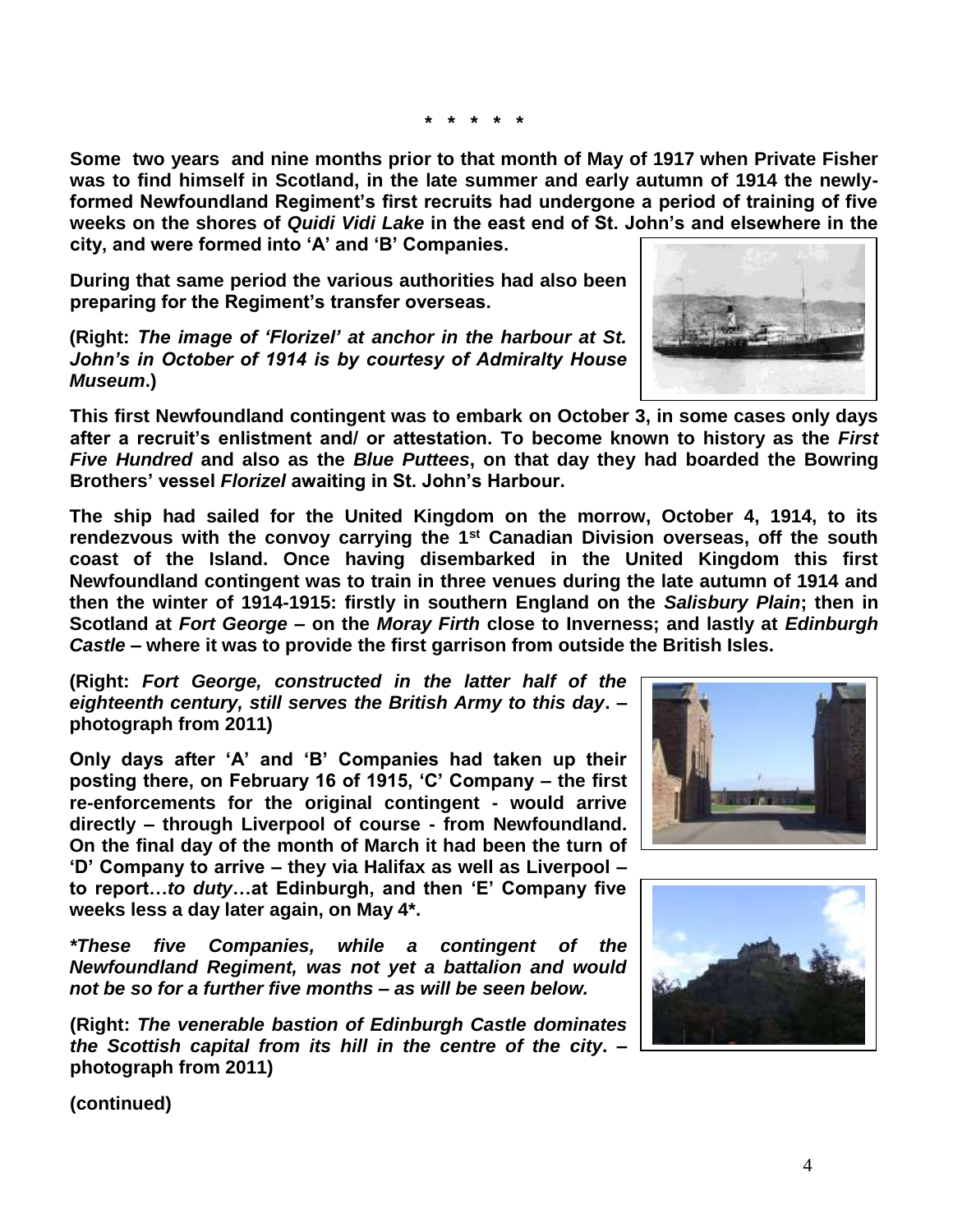**\* \* \* \* \***

**Some two years and nine months prior to that month of May of 1917 when Private Fisher was to find himself in Scotland, in the late summer and early autumn of 1914 the newly-formed Newfoundland Regiment's first recruits had undergone a period of training of five weeks on the shores of *Quidi Vidi Lake* in the east end of St. John's and elsewhere in the city, and were formed into 'A' and 'B' Companies.**

**During that same period the various authorities had also been preparing for the Regiment's transfer overseas.**

**(Right: *The image of 'Florizel' at anchor in the harbour at St. John's in October of 1914 is by courtesy of Admiralty House Museum*.)**

**This first Newfoundland contingent was to embark on October 3, in some cases only days after a recruit's enlistment and/ or attestation. To become known to history as the *First Five Hundred* and also as the *Blue Puttees*, on that day they had boarded the Bowring Brothers' vessel *Florizel* awaiting in St. John's Harbour.**

**The ship had sailed for the United Kingdom on the morrow, October 4, 1914, to its rendezvous with the convoy carrying the 1st Canadian Division overseas, off the south coast of the Island. Once having disembarked in the United Kingdom this first Newfoundland contingent was to train in three venues during the late autumn of 1914 and then the winter of 1914-1915: firstly in southern England on the *Salisbury Plain*; then in Scotland at *Fort George* – on the *Moray Firth* close to Inverness; and lastly at *Edinburgh Castle* – where it was to provide the first garrison from outside the British Isles.**

**(Right: *Fort George, constructed in the latter half of the eighteenth century, still serves the British Army to this day*. – photograph from 2011)**

**Only days after 'A' and 'B' Companies had taken up their posting there, on February 16 of 1915, 'C' Company – the first re-enforcements for the original contingent - would arrive directly – through Liverpool of course - from Newfoundland. On the final day of the month of March it had been the turn of 'D' Company to arrive – they via Halifax as well as Liverpool – to report…*to duty*…at Edinburgh, and then 'E' Company five weeks less a day later again, on May 4\*.**

***\*These five Companies, while a contingent of the Newfoundland Regiment, was not yet a battalion and would not be so for a further five months – as will be seen below.***

**(Right: *The venerable bastion of Edinburgh Castle dominates the Scottish capital from its hill in the centre of the city*. – photograph from 2011)**

**(continued)**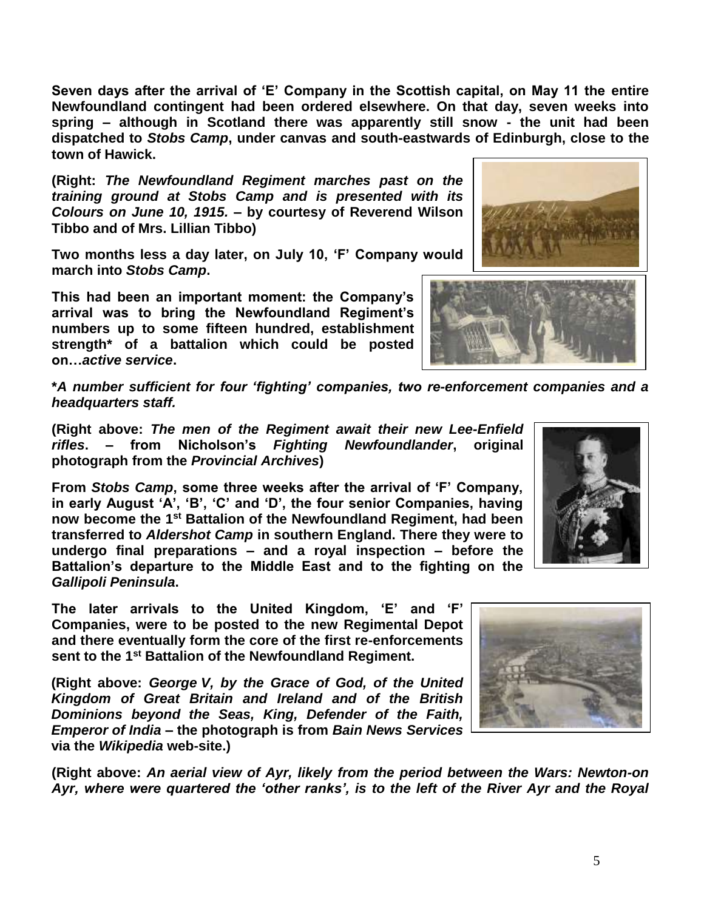**Seven days after the arrival of 'E' Company in the Scottish capital, on May 11 the entire Newfoundland contingent had been ordered elsewhere. On that day, seven weeks into spring – although in Scotland there was apparently still snow - the unit had been dispatched to *Stobs Camp*, under canvas and south-eastwards of Edinburgh, close to the town of Hawick.**

**(Right: *The Newfoundland Regiment marches past on the training ground at Stobs Camp and is presented with its Colours on June 10, 1915.* – by courtesy of Reverend Wilson Tibbo and of Mrs. Lillian Tibbo)**

**Two months less a day later, on July 10, 'F' Company would march into *Stobs Camp*.**

**This had been an important moment: the Company's arrival was to bring the Newfoundland Regiment's numbers up to some fifteen hundred, establishment strength* of a battalion which could be posted on…*active service*.**

***A number sufficient for four 'fighting' companies, two re-enforcement companies and a headquarters staff.***

**(Right above: *The men of the Regiment await their new Lee-Enfield rifles*. – from Nicholson's *Fighting Newfoundlander*, original photograph from the *Provincial Archives*)**

**From *Stobs Camp*, some three weeks after the arrival of 'F' Company, in early August 'A', 'B', 'C' and 'D', the four senior Companies, having now become the 1st Battalion of the Newfoundland Regiment, had been transferred to *Aldershot Camp* in southern England. There they were to undergo final preparations – and a royal inspection – before the Battalion's departure to the Middle East and to the fighting on the *Gallipoli Peninsula*.**

**The later arrivals to the United Kingdom, 'E' and 'F' Companies, were to be posted to the new Regimental Depot and there eventually form the core of the first re-enforcements sent to the 1st Battalion of the Newfoundland Regiment.**

**(Right above: *George V, by the Grace of God, of the United Kingdom of Great Britain and Ireland and of the British Dominions beyond the Seas, King, Defender of the Faith, Emperor of India* – the photograph is from *Bain News Services* via the *Wikipedia* web-site.)**

**(Right above: *An aerial view of Ayr, likely from the period between the Wars: Newton-on Ayr, where were quartered the 'other ranks', is to the left of the River Ayr and the Royal***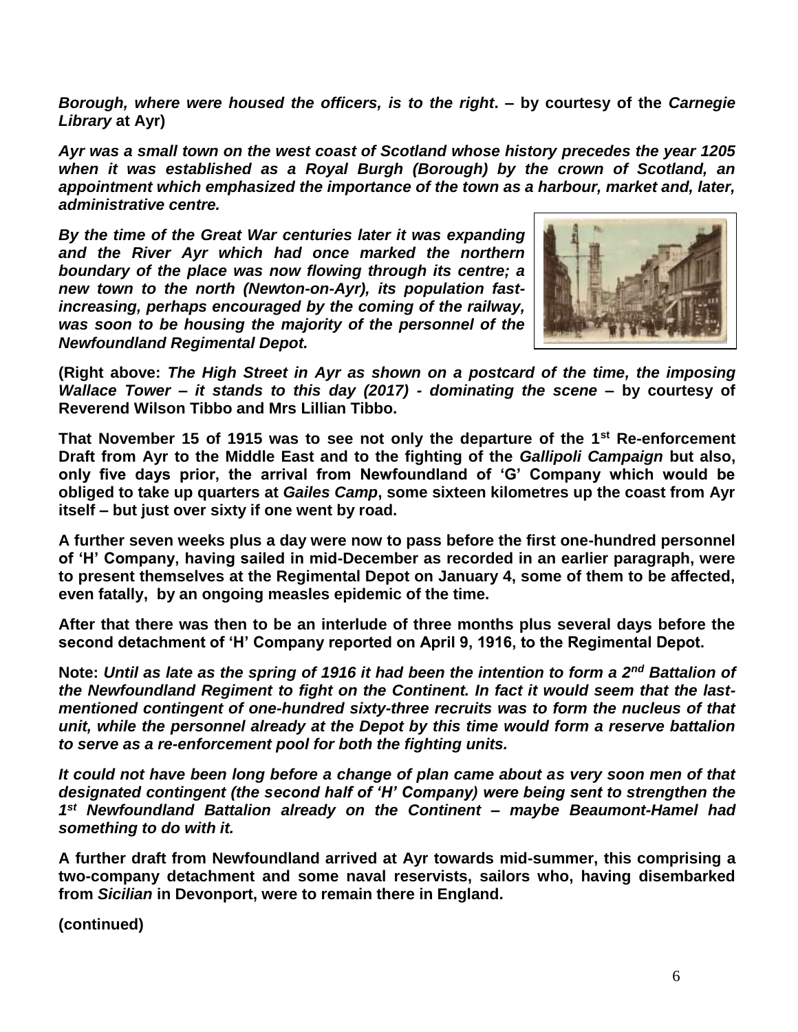***Borough, where were housed the officers, is to the right*. – by courtesy of the *Carnegie Library* at Ayr)**

***Ayr was a small town on the west coast of Scotland whose history precedes the year 1205 when it was established as a Royal Burgh (Borough) by the crown of Scotland, an appointment which emphasized the importance of the town as a harbour, market and, later, administrative centre.***

***By the time of the Great War centuries later it was expanding and the River Ayr which had once marked the northern boundary of the place was now flowing through its centre; a new town to the north (Newton-on-Ayr), its population fast-increasing, perhaps encouraged by the coming of the railway, was soon to be housing the majority of the personnel of the Newfoundland Regimental Depot.***

**(Right above: *The High Street in Ayr as shown on a postcard of the time, the imposing Wallace Tower – it stands to this day (2017) - dominating the scene* – by courtesy of Reverend Wilson Tibbo and Mrs Lillian Tibbo.**

**That November 15 of 1915 was to see not only the departure of the 1st Re-enforcement Draft from Ayr to the Middle East and to the fighting of the *Gallipoli Campaign* but also, only five days prior, the arrival from Newfoundland of 'G' Company which would be obliged to take up quarters at *Gailes Camp*, some sixteen kilometres up the coast from Ayr itself – but just over sixty if one went by road.**

**A further seven weeks plus a day were now to pass before the first one-hundred personnel of 'H' Company, having sailed in mid-December as recorded in an earlier paragraph, were to present themselves at the Regimental Depot on January 4, some of them to be affected, even fatally, by an ongoing measles epidemic of the time.**

**After that there was then to be an interlude of three months plus several days before the second detachment of 'H' Company reported on April 9, 1916, to the Regimental Depot.**

**Note:** ***Until as late as the spring of 1916 it had been the intention to form a 2nd Battalion of the Newfoundland Regiment to fight on the Continent. In fact it would seem that the last-mentioned contingent of one-hundred sixty-three recruits was to form the nucleus of that unit, while the personnel already at the Depot by this time would form a reserve battalion to serve as a re-enforcement pool for both the fighting units.***

***It could not have been long before a change of plan came about as very soon men of that designated contingent (the second half of 'H' Company) were being sent to strengthen the 1st Newfoundland Battalion already on the Continent – maybe Beaumont-Hamel had something to do with it.***

**A further draft from Newfoundland arrived at Ayr towards mid-summer, this comprising a two-company detachment and some naval reservists, sailors who, having disembarked from *Sicilian* in Devonport, were to remain there in England.**

**(continued)**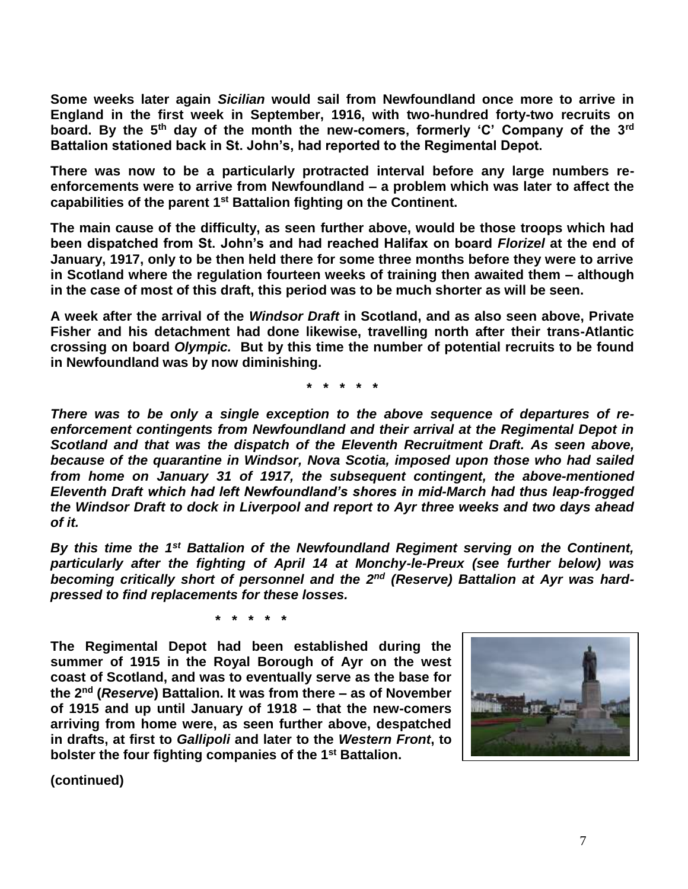**Some weeks later again *Sicilian* would sail from Newfoundland once more to arrive in England in the first week in September, 1916, with two-hundred forty-two recruits on board. By the 5th day of the month the new-comers, formerly 'C' Company of the 3rd Battalion stationed back in St. John's, had reported to the Regimental Depot.**

**There was now to be a particularly protracted interval before any large numbers re-enforcements were to arrive from Newfoundland – a problem which was later to affect the capabilities of the parent 1st Battalion fighting on the Continent.**

**The main cause of the difficulty, as seen further above, would be those troops which had been dispatched from St. John's and had reached Halifax on board *Florizel* at the end of January, 1917, only to be then held there for some three months before they were to arrive in Scotland where the regulation fourteen weeks of training then awaited them – although in the case of most of this draft, this period was to be much shorter as will be seen.**

**A week after the arrival of the *Windsor Draft* in Scotland, and as also seen above, Private Fisher and his detachment had done likewise, travelling north after their trans-Atlantic crossing on board *Olympic.* But by this time the number of potential recruits to be found in Newfoundland was by now diminishing.**

**\* \* \* \* \***

***There was to be only a single exception to the above sequence of departures of re-enforcement contingents from Newfoundland and their arrival at the Regimental Depot in Scotland and that was the dispatch of the Eleventh Recruitment Draft. As seen above, because of the quarantine in Windsor, Nova Scotia, imposed upon those who had sailed from home on January 31 of 1917, the subsequent contingent, the above-mentioned Eleventh Draft which had left Newfoundland's shores in mid-March had thus leap-frogged the Windsor Draft to dock in Liverpool and report to Ayr three weeks and two days ahead of it.***

***By this time the 1st Battalion of the Newfoundland Regiment serving on the Continent, particularly after the fighting of April 14 at Monchy-le-Preux (see further below) was becoming critically short of personnel and the 2nd (Reserve) Battalion at Ayr was hard-pressed to find replacements for these losses.***

**\* \* \* \* \***

**The Regimental Depot had been established during the summer of 1915 in the Royal Borough of Ayr on the west coast of Scotland, and was to eventually serve as the base for the 2nd (*Reserve*) Battalion. It was from there – as of November of 1915 and up until January of 1918 – that the new-comers arriving from home were, as seen further above, despatched in drafts, at first to *Gallipoli* and later to the *Western Front*, to bolster the four fighting companies of the 1st Battalion.**

**(continued)**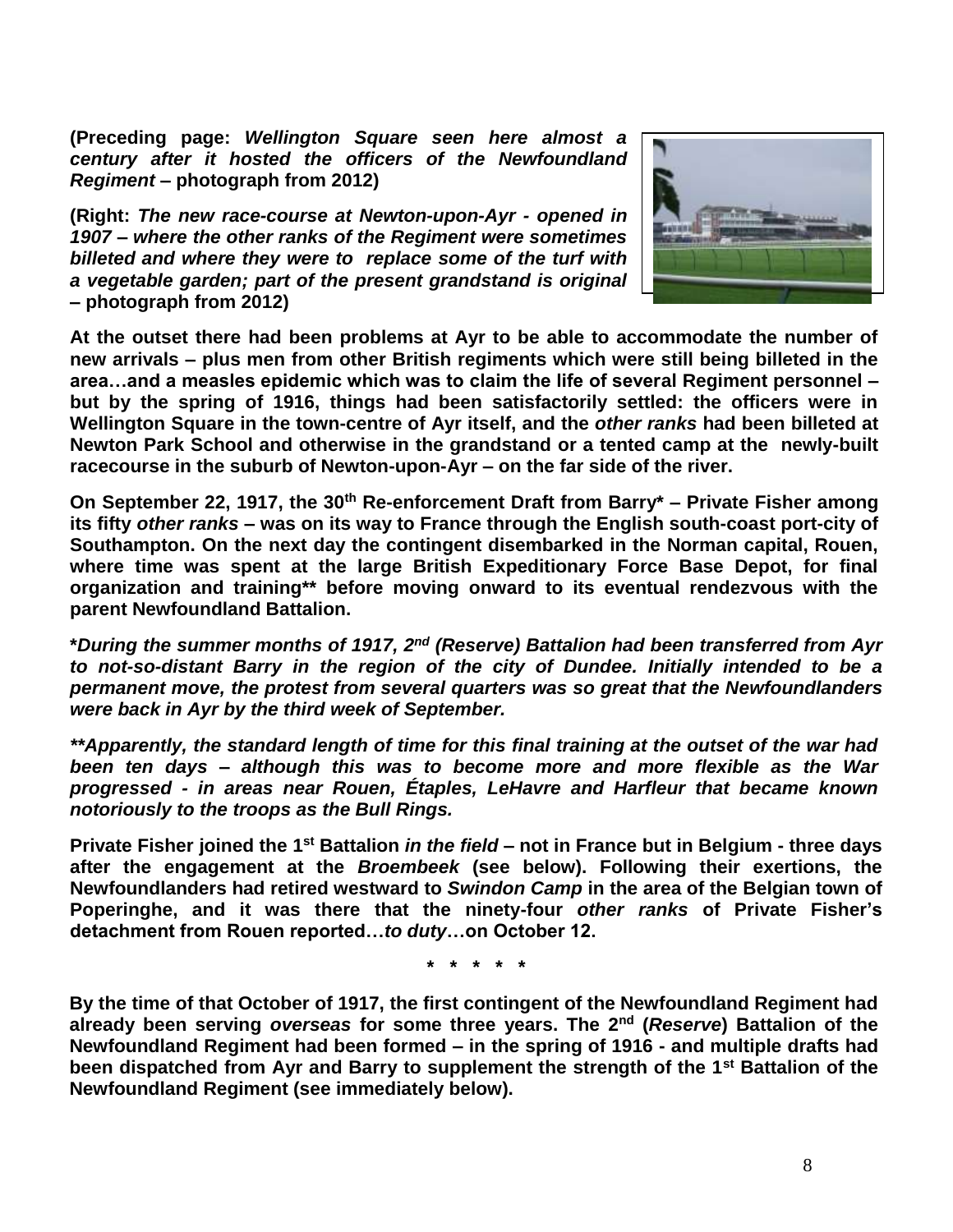**(Preceding page:** ***Wellington Square seen here almost a century after it hosted the officers of the Newfoundland Regiment*** **– photograph from 2012)**

**(Right:** ***The new race-course at Newton-upon-Ayr - opened in 1907 – where the other ranks of the Regiment were sometimes billeted and where they were to replace some of the turf with a vegetable garden; part of the present grandstand is original*** **– photograph from 2012)**

**At the outset there had been problems at Ayr to be able to accommodate the number of new arrivals – plus men from other British regiments which were still being billeted in the area…and a measles epidemic which was to claim the life of several Regiment personnel – but by the spring of 1916, things had been satisfactorily settled: the officers were in Wellington Square in the town-centre of Ayr itself, and the *other ranks* had been billeted at Newton Park School and otherwise in the grandstand or a tented camp at the newly-built racecourse in the suburb of Newton-upon-Ayr – on the far side of the river.**

**On September 22, 1917, the 30th Re-enforcement Draft from Barry* – Private Fisher among its fifty *other ranks* – was on its way to France through the English south-coast port-city of Southampton. On the next day the contingent disembarked in the Norman capital, Rouen, where time was spent at the large British Expeditionary Force Base Depot, for final organization and training** before moving onward to its eventual rendezvous with the parent Newfoundland Battalion.**

***\*During the summer months of 1917, 2nd (Reserve) Battalion had been transferred from Ayr to not-so-distant Barry in the region of the city of Dundee. Initially intended to be a permanent move, the protest from several quarters was so great that the Newfoundlanders were back in Ayr by the third week of September.***

***\*\*Apparently, the standard length of time for this final training at the outset of the war had been ten days – although this was to become more and more flexible as the War progressed - in areas near Rouen, Étaples, LeHavre and Harfleur that became known notoriously to the troops as the Bull Rings.***

**Private Fisher joined the 1st Battalion *in the field* – not in France but in Belgium - three days after the engagement at the *Broembeek* (see below). Following their exertions, the Newfoundlanders had retired westward to *Swindon Camp* in the area of the Belgian town of Poperinghe, and it was there that the ninety-four *other ranks* of Private Fisher's detachment from Rouen reported…*to duty*…on October 12.**

**\* \* \* \* \***

**By the time of that October of 1917, the first contingent of the Newfoundland Regiment had already been serving *overseas* for some three years. The 2nd (*Reserve*) Battalion of the Newfoundland Regiment had been formed – in the spring of 1916 - and multiple drafts had been dispatched from Ayr and Barry to supplement the strength of the 1st Battalion of the Newfoundland Regiment (see immediately below).**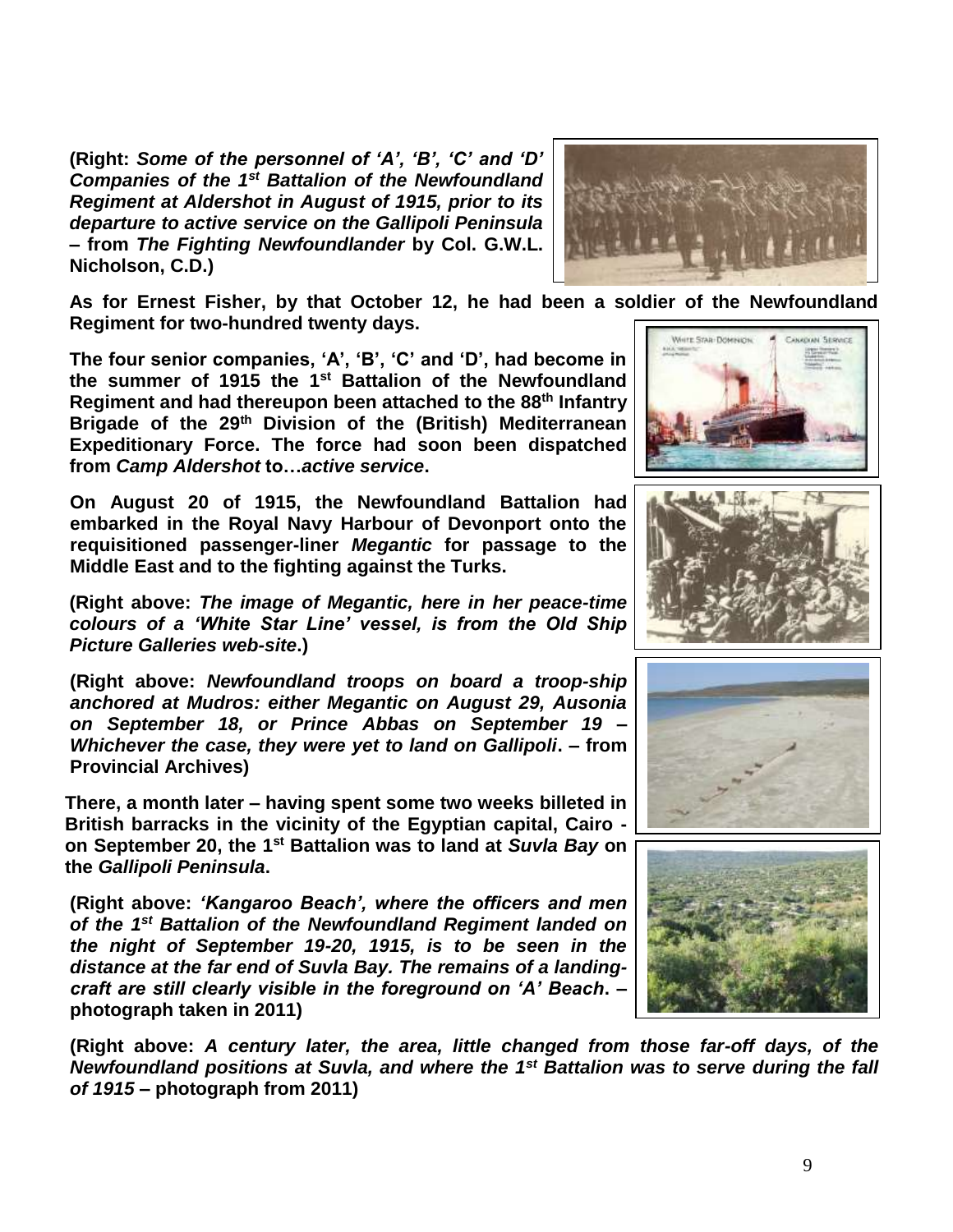**(Right: *Some of the personnel of 'A', 'B', 'C' and 'D' Companies of the 1st Battalion of the Newfoundland Regiment at Aldershot in August of 1915, prior to its departure to active service on the Gallipoli Peninsula* – from *The Fighting Newfoundlander* by Col. G.W.L. Nicholson, C.D.)**

**As for Ernest Fisher, by that October 12, he had been a soldier of the Newfoundland Regiment for two-hundred twenty days.**

**The four senior companies, 'A', 'B', 'C' and 'D', had become in the summer of 1915 the 1st Battalion of the Newfoundland Regiment and had thereupon been attached to the 88th Infantry Brigade of the 29th Division of the (British) Mediterranean Expeditionary Force. The force had soon been dispatched from *Camp Aldershot* to…*active service*.**

**On August 20 of 1915, the Newfoundland Battalion had embarked in the Royal Navy Harbour of Devonport onto the requisitioned passenger-liner *Megantic* for passage to the Middle East and to the fighting against the Turks.**

**(Right above: *The image of Megantic, here in her peace-time colours of a 'White Star Line' vessel, is from the Old Ship Picture Galleries web-site*.)**

**(Right above: *Newfoundland troops on board a troop-ship anchored at Mudros: either Megantic on August 29, Ausonia on September 18, or Prince Abbas on September 19 – Whichever the case, they were yet to land on Gallipoli*. – from Provincial Archives)**

**There, a month later – having spent some two weeks billeted in British barracks in the vicinity of the Egyptian capital, Cairo - on September 20, the 1st Battalion was to land at *Suvla Bay* on the *Gallipoli Peninsula*.**

**(Right above: *'Kangaroo Beach', where the officers and men of the 1st Battalion of the Newfoundland Regiment landed on the night of September 19-20, 1915, is to be seen in the distance at the far end of Suvla Bay. The remains of a landing-craft are still clearly visible in the foreground on 'A' Beach*. – photograph taken in 2011)**

**(Right above: *A century later, the area, little changed from those far-off days, of the Newfoundland positions at Suvla, and where the 1st Battalion was to serve during the fall of 1915* – photograph from 2011)**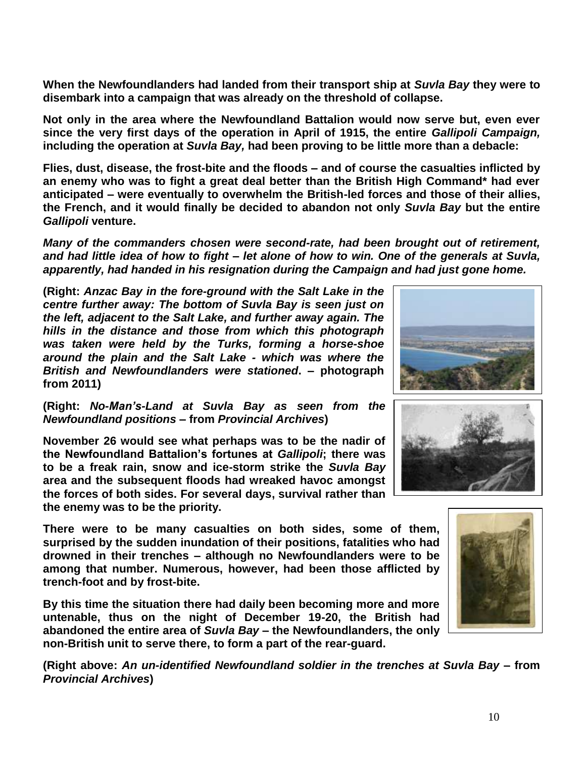**When the Newfoundlanders had landed from their transport ship at *Suvla Bay* they were to disembark into a campaign that was already on the threshold of collapse.**

**Not only in the area where the Newfoundland Battalion would now serve but, even ever since the very first days of the operation in April of 1915, the entire *Gallipoli Campaign,* including the operation at *Suvla Bay,* had been proving to be little more than a debacle:**

**Flies, dust, disease, the frost-bite and the floods – and of course the casualties inflicted by an enemy who was to fight a great deal better than the British High Command* had ever anticipated – were eventually to overwhelm the British-led forces and those of their allies, the French, and it would finally be decided to abandon not only *Suvla Bay* but the entire *Gallipoli* venture.**

***Many of the commanders chosen were second-rate, had been brought out of retirement, and had little idea of how to fight – let alone of how to win. One of the generals at Suvla, apparently, had handed in his resignation during the Campaign and had just gone home.***

**(Right: *Anzac Bay in the fore-ground with the Salt Lake in the centre further away: The bottom of Suvla Bay is seen just on the left, adjacent to the Salt Lake, and further away again. The hills in the distance and those from which this photograph was taken were held by the Turks, forming a horse-shoe around the plain and the Salt Lake - which was where the British and Newfoundlanders were stationed*. – photograph from 2011)**

**(Right: *No-Man's-Land at Suvla Bay as seen from the Newfoundland positions* – from *Provincial Archives*)**

**November 26 would see what perhaps was to be the nadir of the Newfoundland Battalion's fortunes at *Gallipoli*; there was to be a freak rain, snow and ice-storm strike the *Suvla Bay* area and the subsequent floods had wreaked havoc amongst the forces of both sides. For several days, survival rather than the enemy was to be the priority.**

**There were to be many casualties on both sides, some of them, surprised by the sudden inundation of their positions, fatalities who had drowned in their trenches – although no Newfoundlanders were to be among that number. Numerous, however, had been those afflicted by trench-foot and by frost-bite.**

**By this time the situation there had daily been becoming more and more untenable, thus on the night of December 19-20, the British had abandoned the entire area of *Suvla Bay* – the Newfoundlanders, the only non-British unit to serve there, to form a part of the rear-guard.**

**(Right above: *An un-identified Newfoundland soldier in the trenches at Suvla Bay* – from *Provincial Archives*)**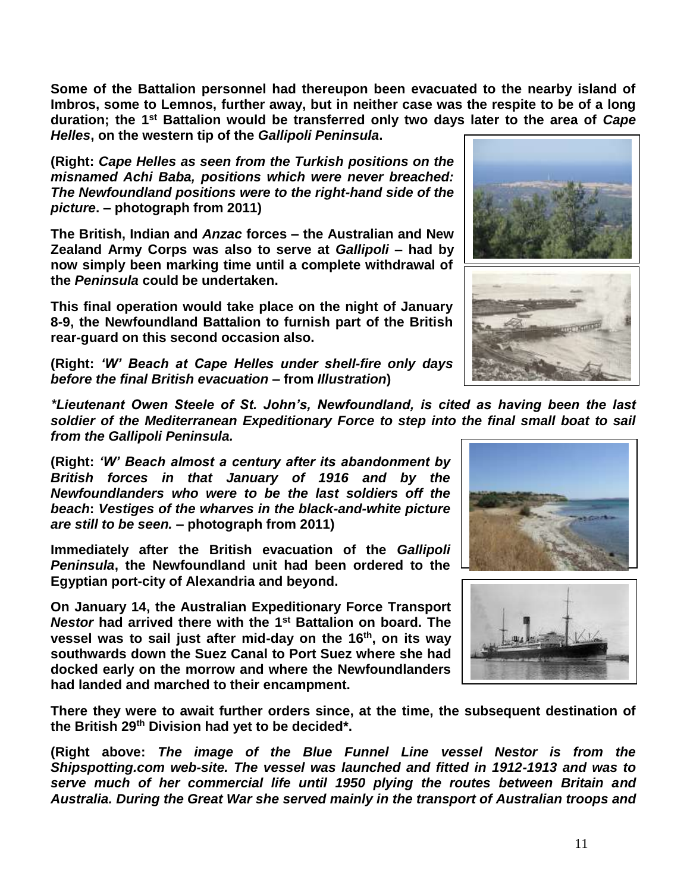**Some of the Battalion personnel had thereupon been evacuated to the nearby island of Imbros, some to Lemnos, further away, but in neither case was the respite to be of a long duration; the 1st Battalion would be transferred only two days later to the area of *Cape Helles*, on the western tip of the *Gallipoli Peninsula*.**

**(Right: *Cape Helles as seen from the Turkish positions on the misnamed Achi Baba, positions which were never breached: The Newfoundland positions were to the right-hand side of the picture*. – photograph from 2011)**

**The British, Indian and *Anzac* forces – the Australian and New Zealand Army Corps was also to serve at *Gallipoli* – had by now simply been marking time until a complete withdrawal of the *Peninsula* could be undertaken.**

**This final operation would take place on the night of January 8-9, the Newfoundland Battalion to furnish part of the British rear-guard on this second occasion also.**

**(Right: *'W' Beach at Cape Helles under shell-fire only days before the final British evacuation* – from *Illustration*)**

***\*Lieutenant Owen Steele of St. John's, Newfoundland, is cited as having been the last soldier of the Mediterranean Expeditionary Force to step into the final small boat to sail from the Gallipoli Peninsula.***

**(Right: *'W' Beach almost a century after its abandonment by British forces in that January of 1916 and by the Newfoundlanders who were to be the last soldiers off the beach*: *Vestiges of the wharves in the black-and-white picture are still to be seen.* – photograph from 2011)**

**Immediately after the British evacuation of the *Gallipoli Peninsula*, the Newfoundland unit had been ordered to the Egyptian port-city of Alexandria and beyond.**

**On January 14, the Australian Expeditionary Force Transport *Nestor* had arrived there with the 1st Battalion on board. The vessel was to sail just after mid-day on the 16th, on its way southwards down the Suez Canal to Port Suez where she had docked early on the morrow and where the Newfoundlanders had landed and marched to their encampment.**

**There they were to await further orders since, at the time, the subsequent destination of the British 29th Division had yet to be decided\*.**

**(Right above: *The image of the Blue Funnel Line vessel Nestor is from the Shipspotting.com web-site. The vessel was launched and fitted in 1912-1913 and was to serve much of her commercial life until 1950 plying the routes between Britain and Australia. During the Great War she served mainly in the transport of Australian troops and***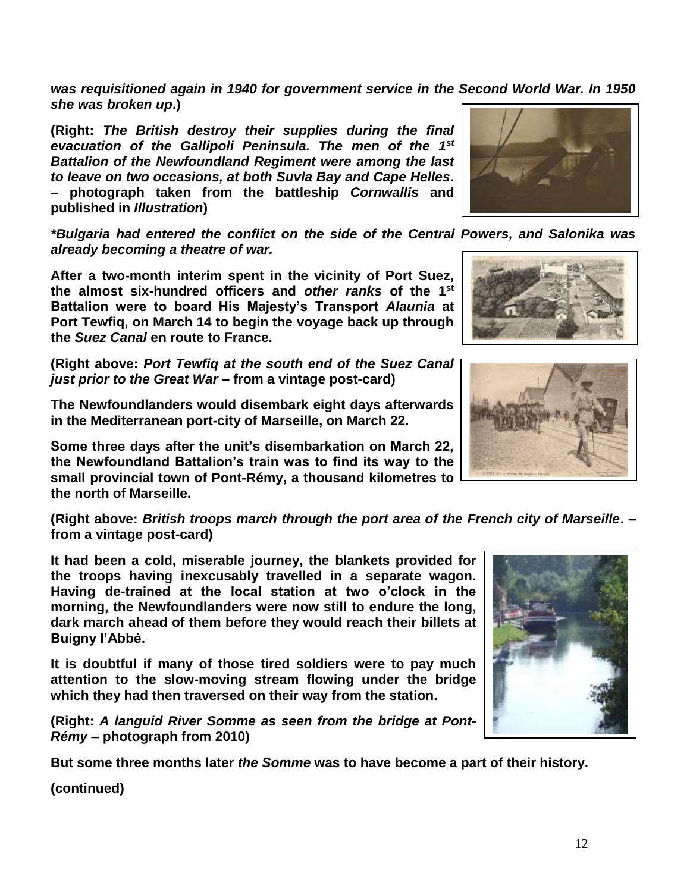***was requisitioned again in 1940 for government service in the Second World War. In 1950 she was broken up*.)**

**(Right: *The British destroy their supplies during the final evacuation of the Gallipoli Peninsula. The men of the 1st Battalion of the Newfoundland Regiment were among the last to leave on two occasions, at both Suvla Bay and Cape Helles*. – photograph taken from the battleship *Cornwallis* and published in *Illustration*)**

***\*Bulgaria had entered the conflict on the side of the Central Powers, and Salonika was already becoming a theatre of war.***

**After a two-month interim spent in the vicinity of Port Suez, the almost six-hundred officers and *other ranks* of the 1st Battalion were to board His Majesty's Transport *Alaunia* at Port Tewfiq, on March 14 to begin the voyage back up through the *Suez Canal* en route to France.**

**(Right above: *Port Tewfiq at the south end of the Suez Canal just prior to the Great War* – from a vintage post-card)**

**The Newfoundlanders would disembark eight days afterwards in the Mediterranean port-city of Marseille, on March 22.**

**Some three days after the unit's disembarkation on March 22, the Newfoundland Battalion's train was to find its way to the small provincial town of Pont-Rémy, a thousand kilometres to the north of Marseille.**

**(Right above: *British troops march through the port area of the French city of Marseille*. – from a vintage post-card)**

**It had been a cold, miserable journey, the blankets provided for the troops having inexcusably travelled in a separate wagon. Having de-trained at the local station at two o'clock in the morning, the Newfoundlanders were now still to endure the long, dark march ahead of them before they would reach their billets at Buigny l'Abbé.**

**It is doubtful if many of those tired soldiers were to pay much attention to the slow-moving stream flowing under the bridge which they had then traversed on their way from the station.**

**(Right: *A languid River Somme as seen from the bridge at Pont-Rémy* – photograph from 2010)**

**But some three months later *the Somme* was to have become a part of their history.**

**(continued)**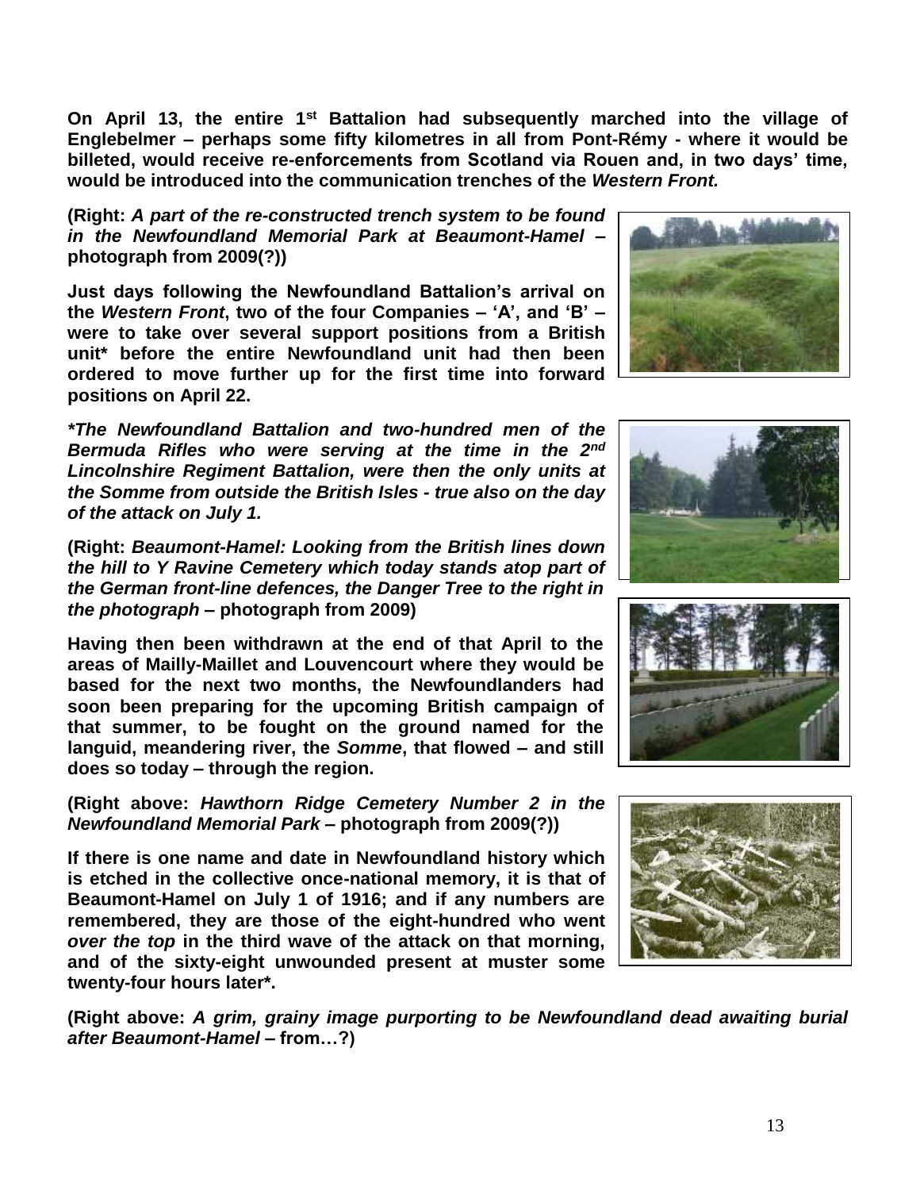**On April 13, the entire 1st Battalion had subsequently marched into the village of Englebelmer – perhaps some fifty kilometres in all from Pont-Rémy - where it would be billeted, would receive re-enforcements from Scotland via Rouen and, in two days' time, would be introduced into the communication trenches of the *Western Front.***

**(Right: *A part of the re-constructed trench system to be found in the Newfoundland Memorial Park at Beaumont-Hamel* – photograph from 2009(?))**

**Just days following the Newfoundland Battalion's arrival on the *Western Front*, two of the four Companies – 'A', and 'B' – were to take over several support positions from a British unit\* before the entire Newfoundland unit had then been ordered to move further up for the first time into forward positions on April 22.**

***\*The Newfoundland Battalion and two-hundred men of the Bermuda Rifles who were serving at the time in the 2nd Lincolnshire Regiment Battalion, were then the only units at the Somme from outside the British Isles - true also on the day of the attack on July 1.***

**(Right: *Beaumont-Hamel: Looking from the British lines down the hill to Y Ravine Cemetery which today stands atop part of the German front-line defences, the Danger Tree to the right in the photograph* – photograph from 2009)**

**Having then been withdrawn at the end of that April to the areas of Mailly-Maillet and Louvencourt where they would be based for the next two months, the Newfoundlanders had soon been preparing for the upcoming British campaign of that summer, to be fought on the ground named for the languid, meandering river, the *Somme*, that flowed – and still does so today – through the region.**

**(Right above: *Hawthorn Ridge Cemetery Number 2 in the Newfoundland Memorial Park* – photograph from 2009(?))**

**If there is one name and date in Newfoundland history which is etched in the collective once-national memory, it is that of Beaumont-Hamel on July 1 of 1916; and if any numbers are remembered, they are those of the eight-hundred who went *over the top* in the third wave of the attack on that morning, and of the sixty-eight unwounded present at muster some twenty-four hours later\*.**

**(Right above: *A grim, grainy image purporting to be Newfoundland dead awaiting burial after Beaumont-Hamel* – from…?)**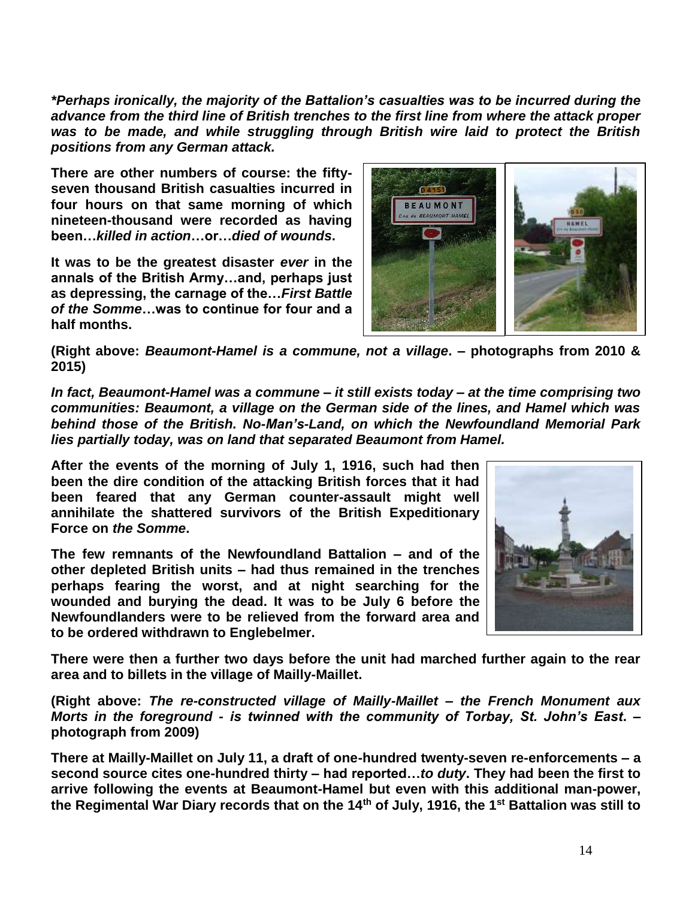***Perhaps ironically, the majority of the Battalion's casualties was to be incurred during the advance from the third line of British trenches to the first line from where the attack proper was to be made, and while struggling through British wire laid to protect the British positions from any German attack.***

**There are other numbers of course: the fifty-seven thousand British casualties incurred in four hours on that same morning of which nineteen-thousand were recorded as having been…*killed in action*…or…*died of wounds*.**

**It was to be the greatest disaster *ever* in the annals of the British Army…and, perhaps just as depressing, the carnage of the…*First Battle of the Somme*…was to continue for four and a half months.**

**(Right above: *Beaumont-Hamel is a commune, not a village*. – photographs from 2010 & 2015)**

***In fact, Beaumont-Hamel was a commune – it still exists today – at the time comprising two communities: Beaumont, a village on the German side of the lines, and Hamel which was behind those of the British. No-Man's-Land, on which the Newfoundland Memorial Park lies partially today, was on land that separated Beaumont from Hamel.***

**After the events of the morning of July 1, 1916, such had then been the dire condition of the attacking British forces that it had been feared that any German counter-assault might well annihilate the shattered survivors of the British Expeditionary Force on *the Somme*.**

**The few remnants of the Newfoundland Battalion – and of the other depleted British units – had thus remained in the trenches perhaps fearing the worst, and at night searching for the wounded and burying the dead. It was to be July 6 before the Newfoundlanders were to be relieved from the forward area and to be ordered withdrawn to Englebelmer.**

**There were then a further two days before the unit had marched further again to the rear area and to billets in the village of Mailly-Maillet.**

**(Right above: *The re-constructed village of Mailly-Maillet – the French Monument aux Morts in the foreground - is twinned with the community of Torbay, St. John's East*. – photograph from 2009)**

**There at Mailly-Maillet on July 11, a draft of one-hundred twenty-seven re-enforcements – a second source cites one-hundred thirty – had reported…*to duty*. They had been the first to arrive following the events at Beaumont-Hamel but even with this additional man-power, the Regimental War Diary records that on the 14th of July, 1916, the 1st Battalion was still to**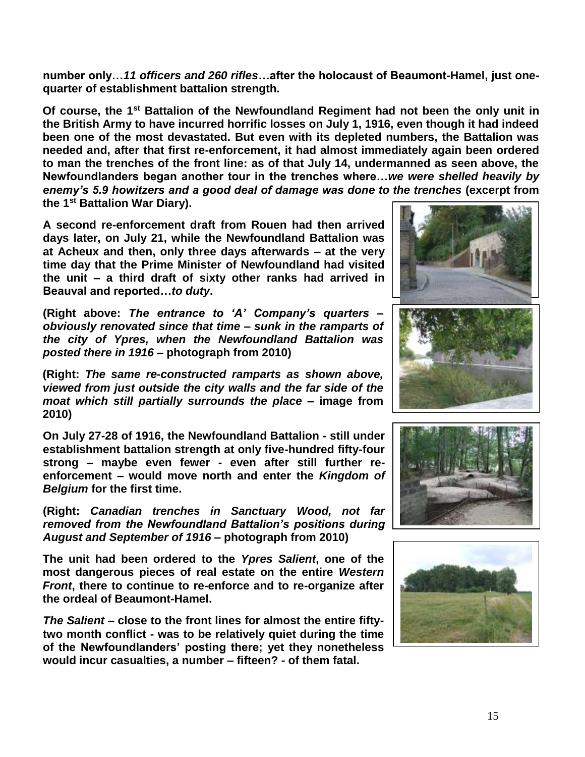**number only…*11 officers and 260 rifles*…after the holocaust of Beaumont-Hamel, just one-quarter of establishment battalion strength.**

**Of course, the 1st Battalion of the Newfoundland Regiment had not been the only unit in the British Army to have incurred horrific losses on July 1, 1916, even though it had indeed been one of the most devastated. But even with its depleted numbers, the Battalion was needed and, after that first re-enforcement, it had almost immediately again been ordered to man the trenches of the front line: as of that July 14, undermanned as seen above, the Newfoundlanders began another tour in the trenches where…*we were shelled heavily by enemy's 5.9 howitzers and a good deal of damage was done to the trenches* (excerpt from the 1st Battalion War Diary).**

**A second re-enforcement draft from Rouen had then arrived days later, on July 21, while the Newfoundland Battalion was at Acheux and then, only three days afterwards – at the very time day that the Prime Minister of Newfoundland had visited the unit – a third draft of sixty other ranks had arrived in Beauval and reported…*to duty*.**

**(Right above: *The entrance to 'A' Company's quarters – obviously renovated since that time – sunk in the ramparts of the city of Ypres, when the Newfoundland Battalion was posted there in 1916* – photograph from 2010)**

**(Right: *The same re-constructed ramparts as shown above, viewed from just outside the city walls and the far side of the moat which still partially surrounds the place* – image from 2010)**

**On July 27-28 of 1916, the Newfoundland Battalion - still under establishment battalion strength at only five-hundred fifty-four strong – maybe even fewer - even after still further re-enforcement – would move north and enter the *Kingdom of Belgium* for the first time.**

**(Right: *Canadian trenches in Sanctuary Wood, not far removed from the Newfoundland Battalion's positions during August and September of 1916* – photograph from 2010)**

**The unit had been ordered to the *Ypres Salient*, one of the most dangerous pieces of real estate on the entire *Western Front*, there to continue to re-enforce and to re-organize after the ordeal of Beaumont-Hamel.**

***The Salient* – close to the front lines for almost the entire fifty-two month conflict - was to be relatively quiet during the time of the Newfoundlanders' posting there; yet they nonetheless would incur casualties, a number – fifteen? - of them fatal.**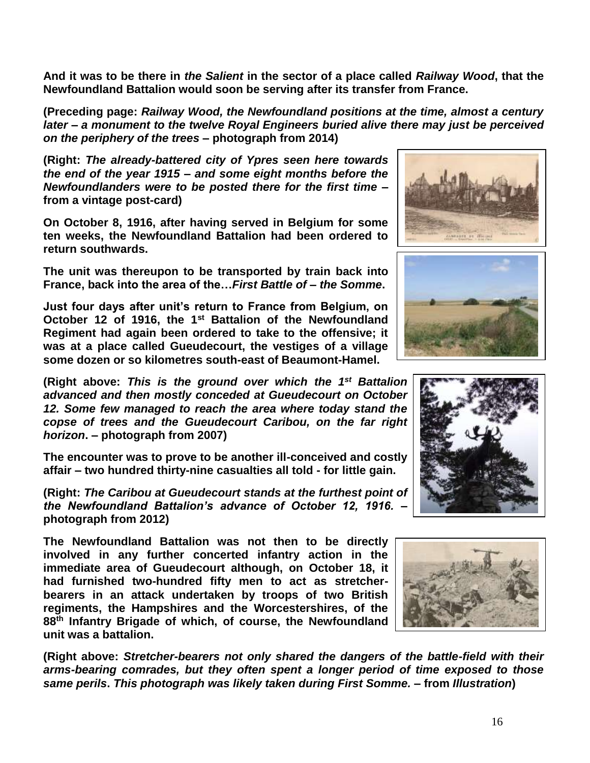**And it was to be there in *the Salient* in the sector of a place called *Railway Wood*, that the Newfoundland Battalion would soon be serving after its transfer from France.**

**(Preceding page: *Railway Wood, the Newfoundland positions at the time, almost a century later – a monument to the twelve Royal Engineers buried alive there may just be perceived on the periphery of the trees* – photograph from 2014)**

**(Right: *The already-battered city of Ypres seen here towards the end of the year 1915 – and some eight months before the Newfoundlanders were to be posted there for the first time* – from a vintage post-card)**

**On October 8, 1916, after having served in Belgium for some ten weeks, the Newfoundland Battalion had been ordered to return southwards.**

**The unit was thereupon to be transported by train back into France, back into the area of the…*First Battle of – the Somme*.**

**Just four days after unit's return to France from Belgium, on October 12 of 1916, the 1st Battalion of the Newfoundland Regiment had again been ordered to take to the offensive; it was at a place called Gueudecourt, the vestiges of a village some dozen or so kilometres south-east of Beaumont-Hamel.**

**(Right above: *This is the ground over which the 1st Battalion advanced and then mostly conceded at Gueudecourt on October 12. Some few managed to reach the area where today stand the copse of trees and the Gueudecourt Caribou, on the far right horizon*. – photograph from 2007)**

**The encounter was to prove to be another ill-conceived and costly affair – two hundred thirty-nine casualties all told - for little gain.**

**(Right: *The Caribou at Gueudecourt stands at the furthest point of the Newfoundland Battalion's advance of October 12, 1916.* – photograph from 2012)**

**The Newfoundland Battalion was not then to be directly involved in any further concerted infantry action in the immediate area of Gueudecourt although, on October 18, it had furnished two-hundred fifty men to act as stretcher-bearers in an attack undertaken by troops of two British regiments, the Hampshires and the Worcestershires, of the 88th Infantry Brigade of which, of course, the Newfoundland unit was a battalion.**

**(Right above: *Stretcher-bearers not only shared the dangers of the battle-field with their arms-bearing comrades, but they often spent a longer period of time exposed to those same perils*. *This photograph was likely taken during First Somme.* – from *Illustration*)**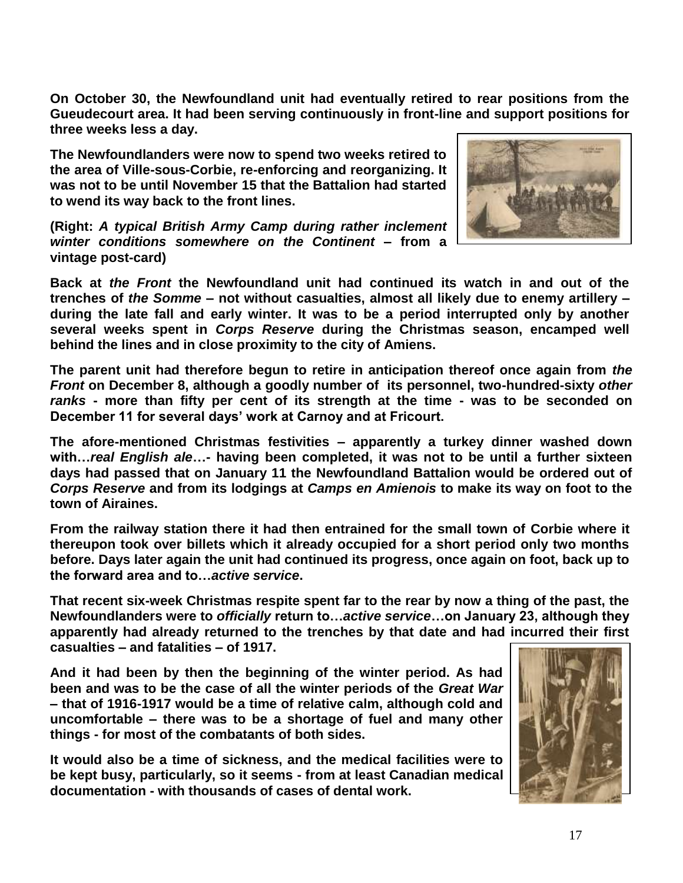**On October 30, the Newfoundland unit had eventually retired to rear positions from the Gueudecourt area. It had been serving continuously in front-line and support positions for three weeks less a day.**

**The Newfoundlanders were now to spend two weeks retired to the area of Ville-sous-Corbie, re-enforcing and reorganizing. It was not to be until November 15 that the Battalion had started to wend its way back to the front lines.**

**(Right: *A typical British Army Camp during rather inclement winter conditions somewhere on the Continent* – from a vintage post-card)**

**Back at *the Front* the Newfoundland unit had continued its watch in and out of the trenches of *the Somme* – not without casualties, almost all likely due to enemy artillery – during the late fall and early winter. It was to be a period interrupted only by another several weeks spent in *Corps Reserve* during the Christmas season, encamped well behind the lines and in close proximity to the city of Amiens.**

**The parent unit had therefore begun to retire in anticipation thereof once again from *the Front* on December 8, although a goodly number of its personnel, two-hundred-sixty *other ranks* - more than fifty per cent of its strength at the time - was to be seconded on December 11 for several days' work at Carnoy and at Fricourt.**

**The afore-mentioned Christmas festivities – apparently a turkey dinner washed down with…*real English ale*…- having been completed, it was not to be until a further sixteen days had passed that on January 11 the Newfoundland Battalion would be ordered out of *Corps Reserve* and from its lodgings at *Camps en Amienois* to make its way on foot to the town of Airaines.**

**From the railway station there it had then entrained for the small town of Corbie where it thereupon took over billets which it already occupied for a short period only two months before. Days later again the unit had continued its progress, once again on foot, back up to the forward area and to…*active service*.**

**That recent six-week Christmas respite spent far to the rear by now a thing of the past, the Newfoundlanders were to *officially* return to…*active service*…on January 23, although they apparently had already returned to the trenches by that date and had incurred their first casualties – and fatalities – of 1917.**

**And it had been by then the beginning of the winter period. As had been and was to be the case of all the winter periods of the *Great War* – that of 1916-1917 would be a time of relative calm, although cold and uncomfortable – there was to be a shortage of fuel and many other things - for most of the combatants of both sides.**

**It would also be a time of sickness, and the medical facilities were to be kept busy, particularly, so it seems - from at least Canadian medical documentation - with thousands of cases of dental work.**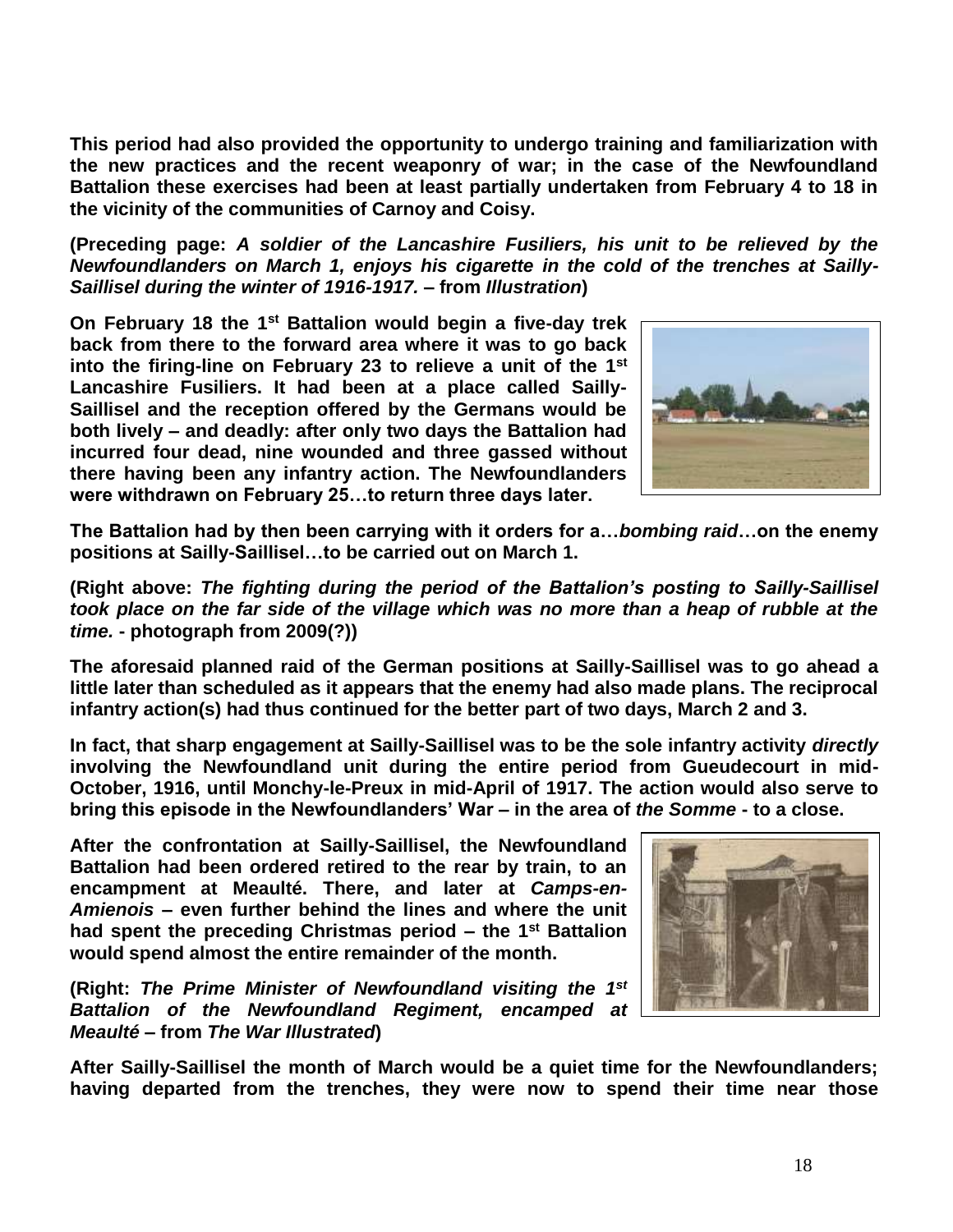**This period had also provided the opportunity to undergo training and familiarization with the new practices and the recent weaponry of war; in the case of the Newfoundland Battalion these exercises had been at least partially undertaken from February 4 to 18 in the vicinity of the communities of Carnoy and Coisy.**

**(Preceding page: *A soldier of the Lancashire Fusiliers, his unit to be relieved by the Newfoundlanders on March 1, enjoys his cigarette in the cold of the trenches at Sailly-Saillisel during the winter of 1916-1917.* – from *Illustration*)**

**On February 18 the 1st Battalion would begin a five-day trek back from there to the forward area where it was to go back into the firing-line on February 23 to relieve a unit of the 1st Lancashire Fusiliers. It had been at a place called Sailly-Saillisel and the reception offered by the Germans would be both lively – and deadly: after only two days the Battalion had incurred four dead, nine wounded and three gassed without there having been any infantry action. The Newfoundlanders were withdrawn on February 25…to return three days later.**

**The Battalion had by then been carrying with it orders for a…*bombing raid*…on the enemy positions at Sailly-Saillisel…to be carried out on March 1.**

**(Right above: *The fighting during the period of the Battalion's posting to Sailly-Saillisel took place on the far side of the village which was no more than a heap of rubble at the time.* - photograph from 2009(?))**

**The aforesaid planned raid of the German positions at Sailly-Saillisel was to go ahead a little later than scheduled as it appears that the enemy had also made plans. The reciprocal infantry action(s) had thus continued for the better part of two days, March 2 and 3.**

**In fact, that sharp engagement at Sailly-Saillisel was to be the sole infantry activity *directly* involving the Newfoundland unit during the entire period from Gueudecourt in mid-October, 1916, until Monchy-le-Preux in mid-April of 1917. The action would also serve to bring this episode in the Newfoundlanders' War – in the area of *the Somme* - to a close.**

**After the confrontation at Sailly-Saillisel, the Newfoundland Battalion had been ordered retired to the rear by train, to an encampment at Meaulté. There, and later at *Camps-en-Amienois* – even further behind the lines and where the unit had spent the preceding Christmas period – the 1st Battalion would spend almost the entire remainder of the month.**

**(Right: *The Prime Minister of Newfoundland visiting the 1st Battalion of the Newfoundland Regiment, encamped at Meaulté* – from *The War Illustrated*)**

**After Sailly-Saillisel the month of March would be a quiet time for the Newfoundlanders; having departed from the trenches, they were now to spend their time near those**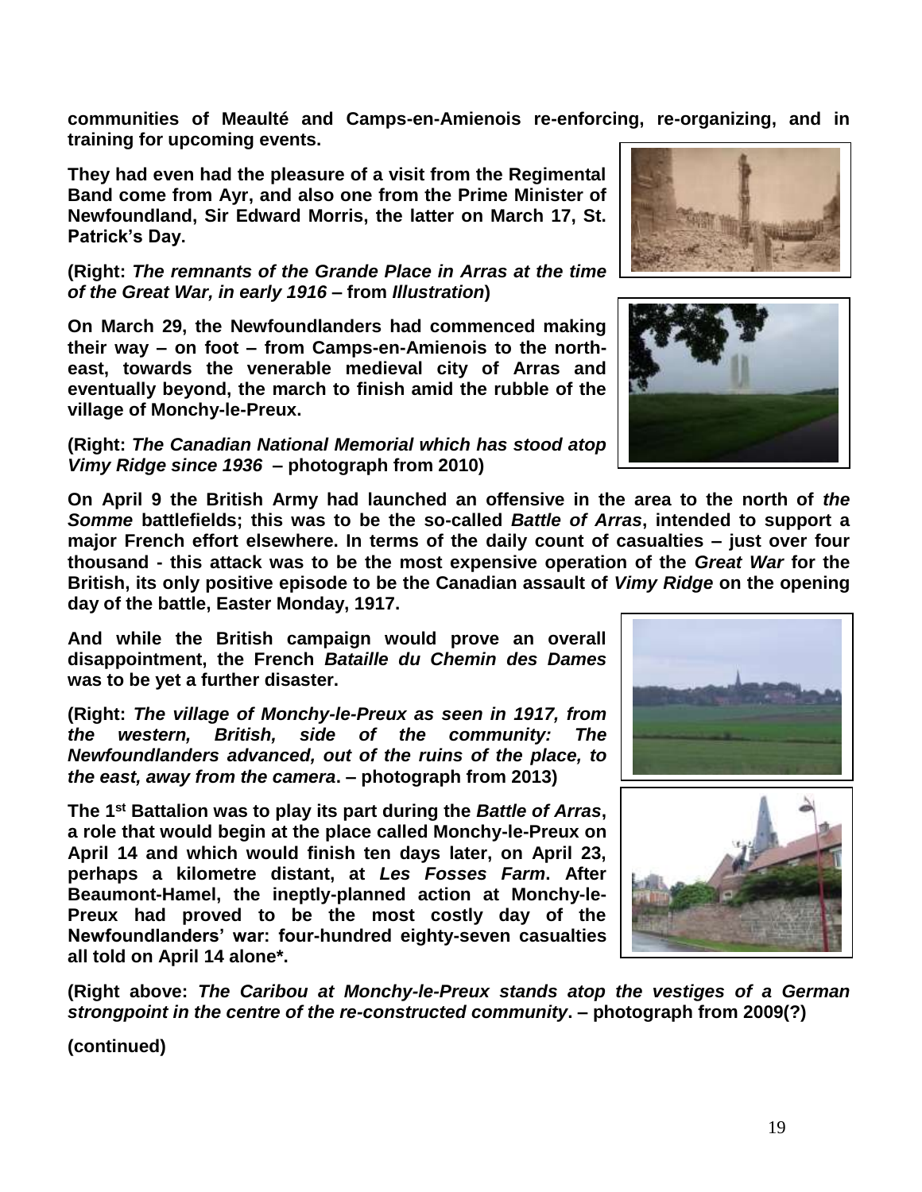**communities of Meaulté and Camps-en-Amienois re-enforcing, re-organizing, and in training for upcoming events.**

**They had even had the pleasure of a visit from the Regimental Band come from Ayr, and also one from the Prime Minister of Newfoundland, Sir Edward Morris, the latter on March 17, St. Patrick's Day.**

**(Right: *The remnants of the Grande Place in Arras at the time of the Great War, in early 1916* – from *Illustration*)**

**On March 29, the Newfoundlanders had commenced making their way – on foot – from Camps-en-Amienois to the north-east, towards the venerable medieval city of Arras and eventually beyond, the march to finish amid the rubble of the village of Monchy-le-Preux.**

**(Right: *The Canadian National Memorial which has stood atop Vimy Ridge since 1936* – photograph from 2010)**

**On April 9 the British Army had launched an offensive in the area to the north of *the Somme* battlefields; this was to be the so-called *Battle of Arras*, intended to support a major French effort elsewhere. In terms of the daily count of casualties – just over four thousand - this attack was to be the most expensive operation of the *Great War* for the British, its only positive episode to be the Canadian assault of *Vimy Ridge* on the opening day of the battle, Easter Monday, 1917.**

**And while the British campaign would prove an overall disappointment, the French *Bataille du Chemin des Dames* was to be yet a further disaster.**

**(Right: *The village of Monchy-le-Preux as seen in 1917, from the western, British, side of the community: The Newfoundlanders advanced, out of the ruins of the place, to the east, away from the camera*. – photograph from 2013)**

**The 1st Battalion was to play its part during the *Battle of Arras*, a role that would begin at the place called Monchy-le-Preux on April 14 and which would finish ten days later, on April 23, perhaps a kilometre distant, at *Les Fosses Farm*. After Beaumont-Hamel, the ineptly-planned action at Monchy-le-Preux had proved to be the most costly day of the Newfoundlanders' war: four-hundred eighty-seven casualties all told on April 14 alone*.**

**(Right above: *The Caribou at Monchy-le-Preux stands atop the vestiges of a German strongpoint in the centre of the re-constructed community*. – photograph from 2009(?)**

**(continued)**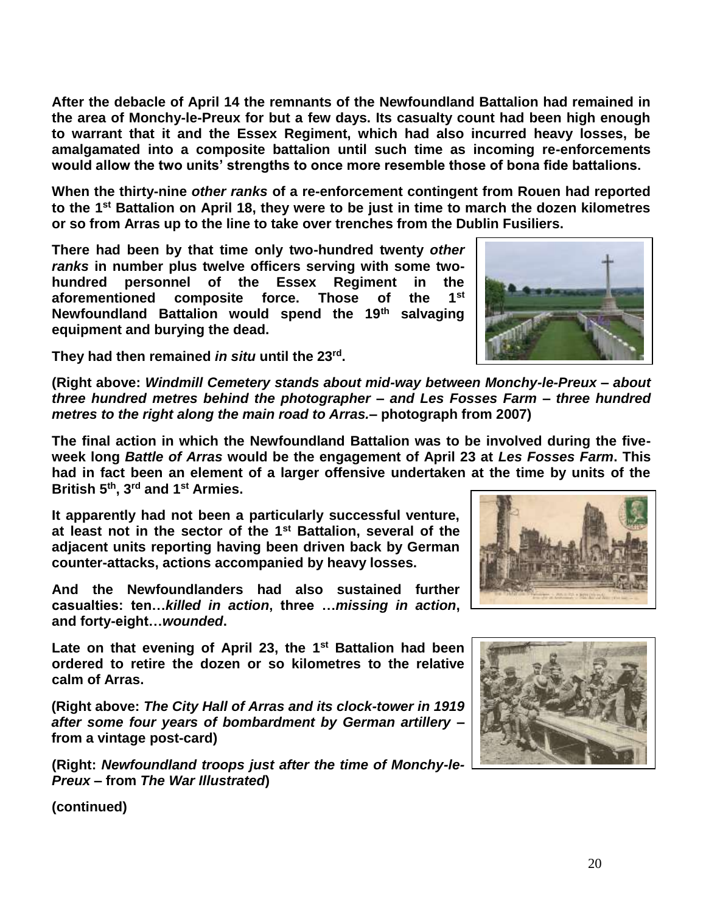**After the debacle of April 14 the remnants of the Newfoundland Battalion had remained in the area of Monchy-le-Preux for but a few days. Its casualty count had been high enough to warrant that it and the Essex Regiment, which had also incurred heavy losses, be amalgamated into a composite battalion until such time as incoming re-enforcements would allow the two units' strengths to once more resemble those of bona fide battalions.**

**When the thirty-nine *other ranks* of a re-enforcement contingent from Rouen had reported to the 1st Battalion on April 18, they were to be just in time to march the dozen kilometres or so from Arras up to the line to take over trenches from the Dublin Fusiliers.**

**There had been by that time only two-hundred twenty *other ranks* in number plus twelve officers serving with some two-hundred personnel of the Essex Regiment in the aforementioned composite force. Those of the 1st Newfoundland Battalion would spend the 19th salvaging equipment and burying the dead.**

**They had then remained *in situ* until the 23rd.**

**(Right above: *Windmill Cemetery stands about mid-way between Monchy-le-Preux – about three hundred metres behind the photographer – and Les Fosses Farm – three hundred metres to the right along the main road to Arras.*– photograph from 2007)**

**The final action in which the Newfoundland Battalion was to be involved during the five-week long *Battle of Arras* would be the engagement of April 23 at *Les Fosses Farm*. This had in fact been an element of a larger offensive undertaken at the time by units of the British 5th, 3rd and 1st Armies.**

**It apparently had not been a particularly successful venture, at least not in the sector of the 1st Battalion, several of the adjacent units reporting having been driven back by German counter-attacks, actions accompanied by heavy losses.**

**And the Newfoundlanders had also sustained further casualties: ten…*killed in action*, three …*missing in action*, and forty-eight…*wounded*.**

**Late on that evening of April 23, the 1st Battalion had been ordered to retire the dozen or so kilometres to the relative calm of Arras.**

**(Right above: *The City Hall of Arras and its clock-tower in 1919 after some four years of bombardment by German artillery* – from a vintage post-card)**

**(Right: *Newfoundland troops just after the time of Monchy-le-Preux* – from *The War Illustrated*)**

**(continued)**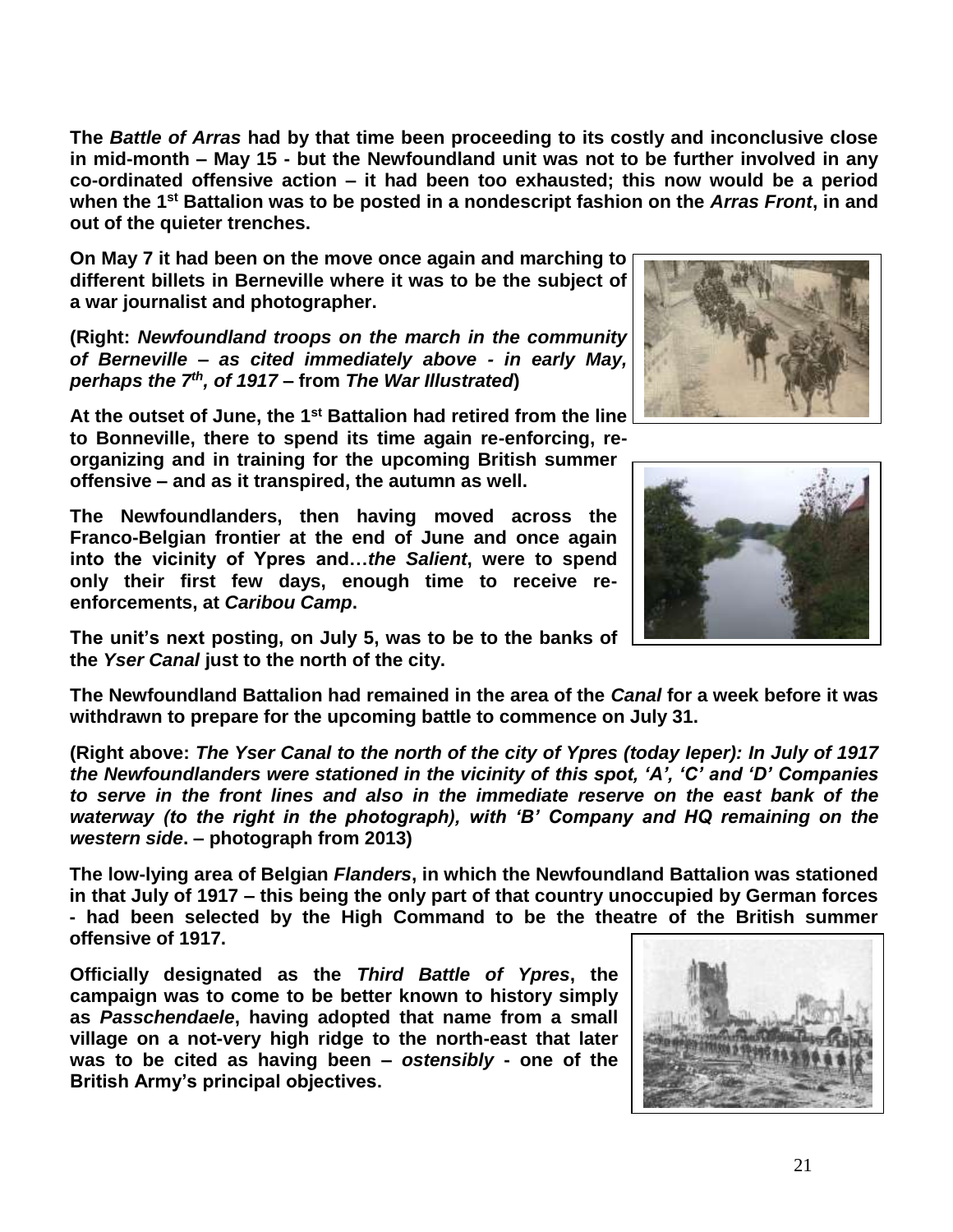**The *Battle of Arras* had by that time been proceeding to its costly and inconclusive close in mid-month – May 15 - but the Newfoundland unit was not to be further involved in any co-ordinated offensive action – it had been too exhausted; this now would be a period when the 1st Battalion was to be posted in a nondescript fashion on the *Arras Front*, in and out of the quieter trenches.**

**On May 7 it had been on the move once again and marching to different billets in Berneville where it was to be the subject of a war journalist and photographer.**

**(Right: *Newfoundland troops on the march in the community of Berneville – as cited immediately above - in early May, perhaps the 7th, of 1917* – from *The War Illustrated*)**

**At the outset of June, the 1st Battalion had retired from the line to Bonneville, there to spend its time again re-enforcing, re-organizing and in training for the upcoming British summer offensive – and as it transpired, the autumn as well.**

**The Newfoundlanders, then having moved across the Franco-Belgian frontier at the end of June and once again into the vicinity of Ypres and…*the Salient*, were to spend only their first few days, enough time to receive re-enforcements, at *Caribou Camp*.**

**The unit's next posting, on July 5, was to be to the banks of the *Yser Canal* just to the north of the city.**

**The Newfoundland Battalion had remained in the area of the *Canal* for a week before it was withdrawn to prepare for the upcoming battle to commence on July 31.**

**(Right above: *The Yser Canal to the north of the city of Ypres (today Ieper): In July of 1917 the Newfoundlanders were stationed in the vicinity of this spot, 'A', 'C' and 'D' Companies to serve in the front lines and also in the immediate reserve on the east bank of the waterway (to the right in the photograph), with 'B' Company and HQ remaining on the western side*. – photograph from 2013)**

**The low-lying area of Belgian *Flanders*, in which the Newfoundland Battalion was stationed in that July of 1917 – this being the only part of that country unoccupied by German forces - had been selected by the High Command to be the theatre of the British summer offensive of 1917.**

**Officially designated as the *Third Battle of Ypres*, the campaign was to come to be better known to history simply as *Passchendaele*, having adopted that name from a small village on a not-very high ridge to the north-east that later was to be cited as having been – *ostensibly* - one of the British Army's principal objectives.**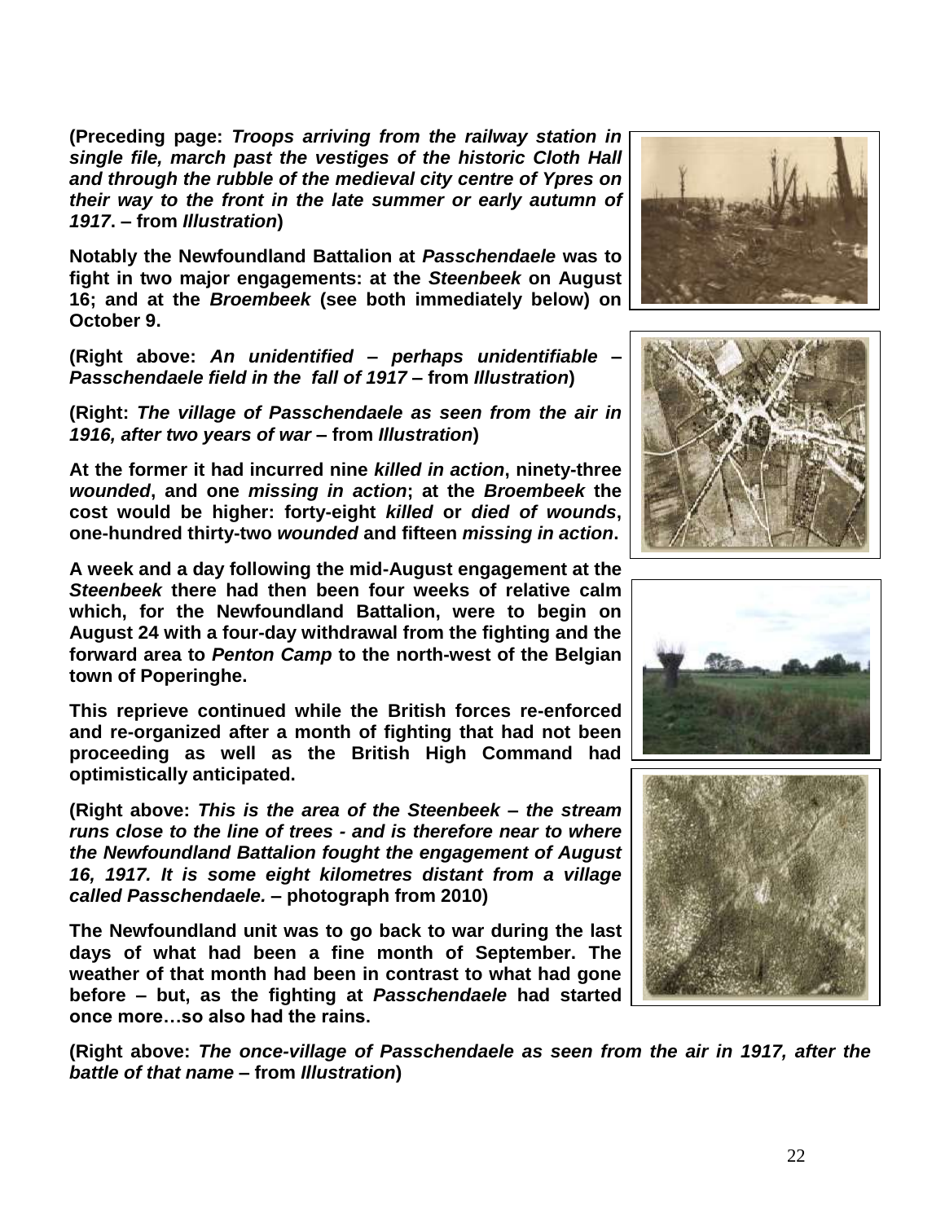**(Preceding page: *Troops arriving from the railway station in single file, march past the vestiges of the historic Cloth Hall and through the rubble of the medieval city centre of Ypres on their way to the front in the late summer or early autumn of 1917*. – from *Illustration*)**

**Notably the Newfoundland Battalion at *Passschendaele* was to fight in two major engagements: at the *Steenbeek* on August 16; and at the *Broembeek* (see both immediately below) on October 9.**

**(Right above: *An unidentified – perhaps unidentifiable – Passschendaele field in the fall of 1917* – from *Illustration*)**

**(Right: *The village of Passschendaele as seen from the air in 1916, after two years of war* – from *Illustration*)**

**At the former it had incurred nine *killed in action*, ninety-three *wounded*, and one *missing in action*; at the *Broembeek* the cost would be higher: forty-eight *killed* or *died of wounds*, one-hundred thirty-two *wounded* and fifteen *missing in action*.**

**A week and a day following the mid-August engagement at the *Steenbeek* there had then been four weeks of relative calm which, for the Newfoundland Battalion, were to begin on August 24 with a four-day withdrawal from the fighting and the forward area to *Penton Camp* to the north-west of the Belgian town of Poperinghe.**

**This reprieve continued while the British forces re-enforced and re-organized after a month of fighting that had not been proceeding as well as the British High Command had optimistically anticipated.**

**(Right above: *This is the area of the Steenbeek – the stream runs close to the line of trees - and is therefore near to where the Newfoundland Battalion fought the engagement of August 16, 1917. It is some eight kilometres distant from a village called Passschendaele.* – photograph from 2010)**

**The Newfoundland unit was to go back to war during the last days of what had been a fine month of September. The weather of that month had been in contrast to what had gone before – but, as the fighting at *Passschendaele* had started once more…so also had the rains.**

**(Right above: *The once-village of Passschendaele as seen from the air in 1917, after the battle of that name* – from *Illustration*)**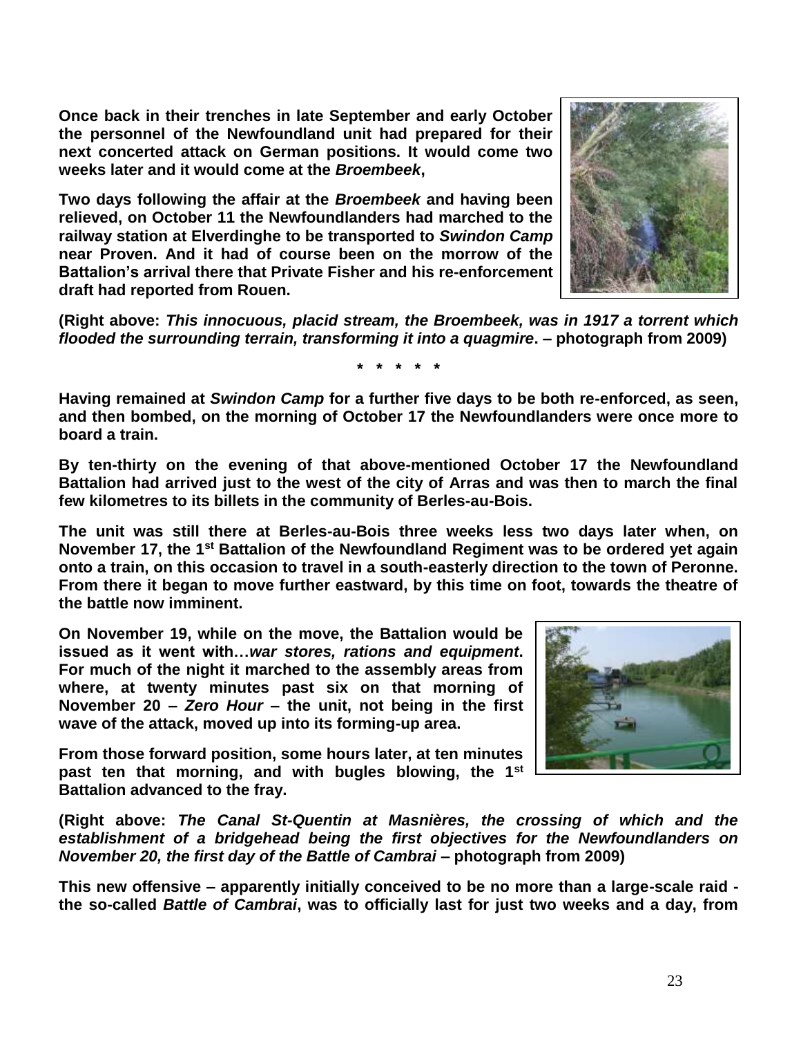**Once back in their trenches in late September and early October the personnel of the Newfoundland unit had prepared for their next concerted attack on German positions. It would come two weeks later and it would come at the *Broembeek*,**

**Two days following the affair at the *Broembeek* and having been relieved, on October 11 the Newfoundlanders had marched to the railway station at Elverdinghe to be transported to *Swindon Camp* near Proven. And it had of course been on the morrow of the Battalion's arrival there that Private Fisher and his re-enforcement draft had reported from Rouen.**

**(Right above: *This innocuous, placid stream, the Broembeek, was in 1917 a torrent which flooded the surrounding terrain, transforming it into a quagmire*. – photograph from 2009)**

**\* \* \* \* \***

**Having remained at *Swindon Camp* for a further five days to be both re-enforced, as seen, and then bombed, on the morning of October 17 the Newfoundlanders were once more to board a train.**

**By ten-thirty on the evening of that above-mentioned October 17 the Newfoundland Battalion had arrived just to the west of the city of Arras and was then to march the final few kilometres to its billets in the community of Berles-au-Bois.**

**The unit was still there at Berles-au-Bois three weeks less two days later when, on November 17, the 1st Battalion of the Newfoundland Regiment was to be ordered yet again onto a train, on this occasion to travel in a south-easterly direction to the town of Peronne. From there it began to move further eastward, by this time on foot, towards the theatre of the battle now imminent.**

**On November 19, while on the move, the Battalion would be issued as it went with…*war stores, rations and equipment*. For much of the night it marched to the assembly areas from where, at twenty minutes past six on that morning of November 20 – *Zero Hour* – the unit, not being in the first wave of the attack, moved up into its forming-up area.**

**From those forward position, some hours later, at ten minutes past ten that morning, and with bugles blowing, the 1st Battalion advanced to the fray.**

**(Right above: *The Canal St-Quentin at Masnières, the crossing of which and the establishment of a bridgehead being the first objectives for the Newfoundlanders on November 20, the first day of the Battle of Cambrai* – photograph from 2009)**

**This new offensive – apparently initially conceived to be no more than a large-scale raid - the so-called *Battle of Cambrai*, was to officially last for just two weeks and a day, from**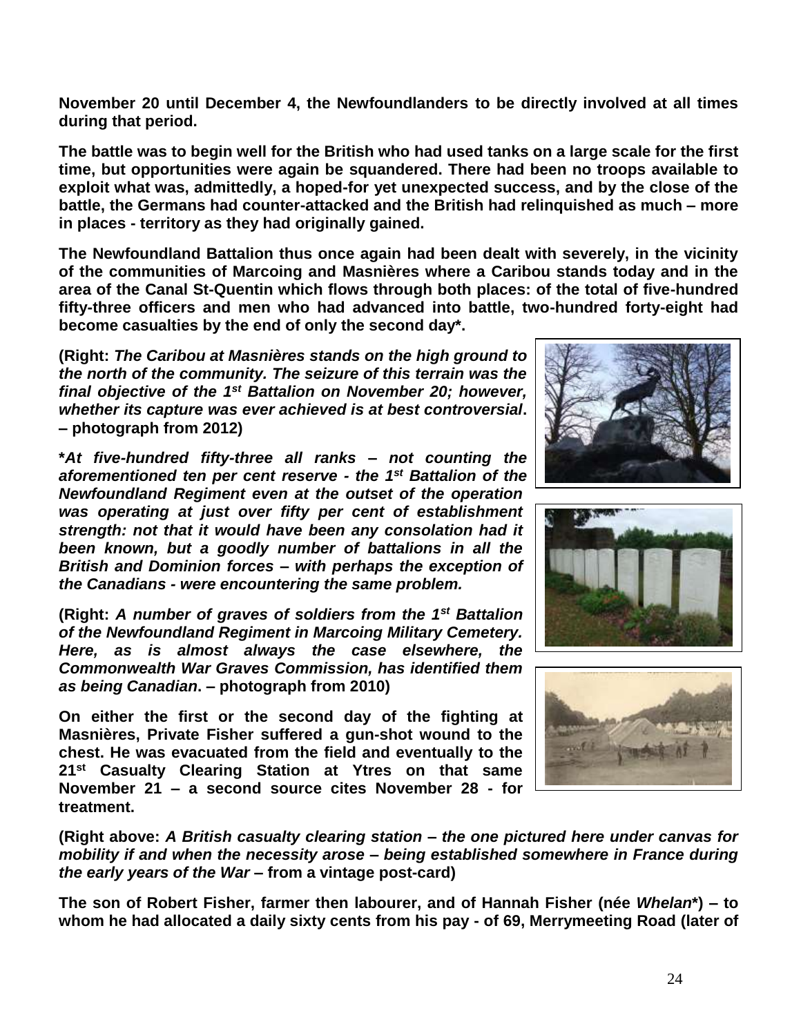**November 20 until December 4, the Newfoundlanders to be directly involved at all times during that period.**

**The battle was to begin well for the British who had used tanks on a large scale for the first time, but opportunities were again be squandered. There had been no troops available to exploit what was, admittedly, a hoped-for yet unexpected success, and by the close of the battle, the Germans had counter-attacked and the British had relinquished as much – more in places - territory as they had originally gained.**

**The Newfoundland Battalion thus once again had been dealt with severely, in the vicinity of the communities of Marcoing and Masnières where a Caribou stands today and in the area of the Canal St-Quentin which flows through both places: of the total of five-hundred fifty-three officers and men who had advanced into battle, two-hundred forty-eight had become casualties by the end of only the second day*.**

**(Right: *The Caribou at Masnières stands on the high ground to the north of the community. The seizure of this terrain was the final objective of the 1st Battalion on November 20; however, whether its capture was ever achieved is at best controversial*. – photograph from 2012)**

***At five-hundred fifty-three all ranks – not counting the aforementioned ten per cent reserve - the 1st Battalion of the Newfoundland Regiment even at the outset of the operation was operating at just over fifty per cent of establishment strength: not that it would have been any consolation had it been known, but a goodly number of battalions in all the British and Dominion forces – with perhaps the exception of the Canadians - were encountering the same problem.***

**(Right: *A number of graves of soldiers from the 1st Battalion of the Newfoundland Regiment in Marcoing Military Cemetery. Here, as is almost always the case elsewhere, the Commonwealth War Graves Commission, has identified them as being Canadian*. – photograph from 2010)**

**On either the first or the second day of the fighting at Masnières, Private Fisher suffered a gun-shot wound to the chest. He was evacuated from the field and eventually to the 21st Casualty Clearing Station at Ytres on that same November 21 – a second source cites November 28 - for treatment.**

**(Right above: *A British casualty clearing station – the one pictured here under canvas for mobility if and when the necessity arose – being established somewhere in France during the early years of the War* – from a vintage post-card)**

**The son of Robert Fisher, farmer then labourer, and of Hannah Fisher (née *Whelan**) – to whom he had allocated a daily sixty cents from his pay - of 69, Merrymeeting Road (later of**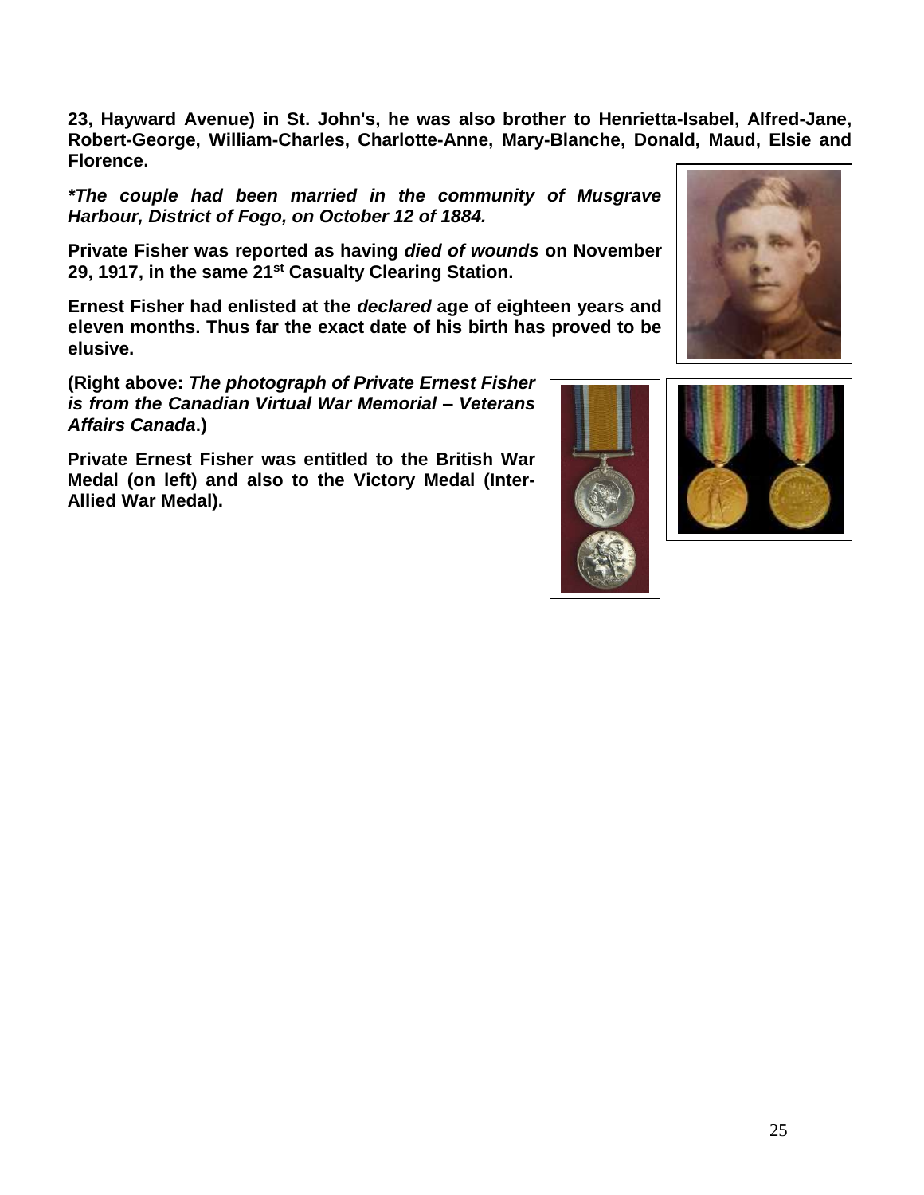**23, Hayward Avenue) in St. John's, he was also brother to Henrietta-Isabel, Alfred-Jane, Robert-George, William-Charles, Charlotte-Anne, Mary-Blanche, Donald, Maud, Elsie and Florence.**

***\*The couple had been married in the community of Musgrave Harbour, District of Fogo, on October 12 of 1884.***

**Private Fisher was reported as having *died of wounds* on November 29, 1917, in the same 21st Casualty Clearing Station.**

**Ernest Fisher had enlisted at the *declared* age of eighteen years and eleven months. Thus far the exact date of his birth has proved to be elusive.**

**(Right above: *The photograph of Private Ernest Fisher is from the Canadian Virtual War Memorial – Veterans Affairs Canada*.)**

**Private Ernest Fisher was entitled to the British War Medal (on left) and also to the Victory Medal (Inter-Allied War Medal).**